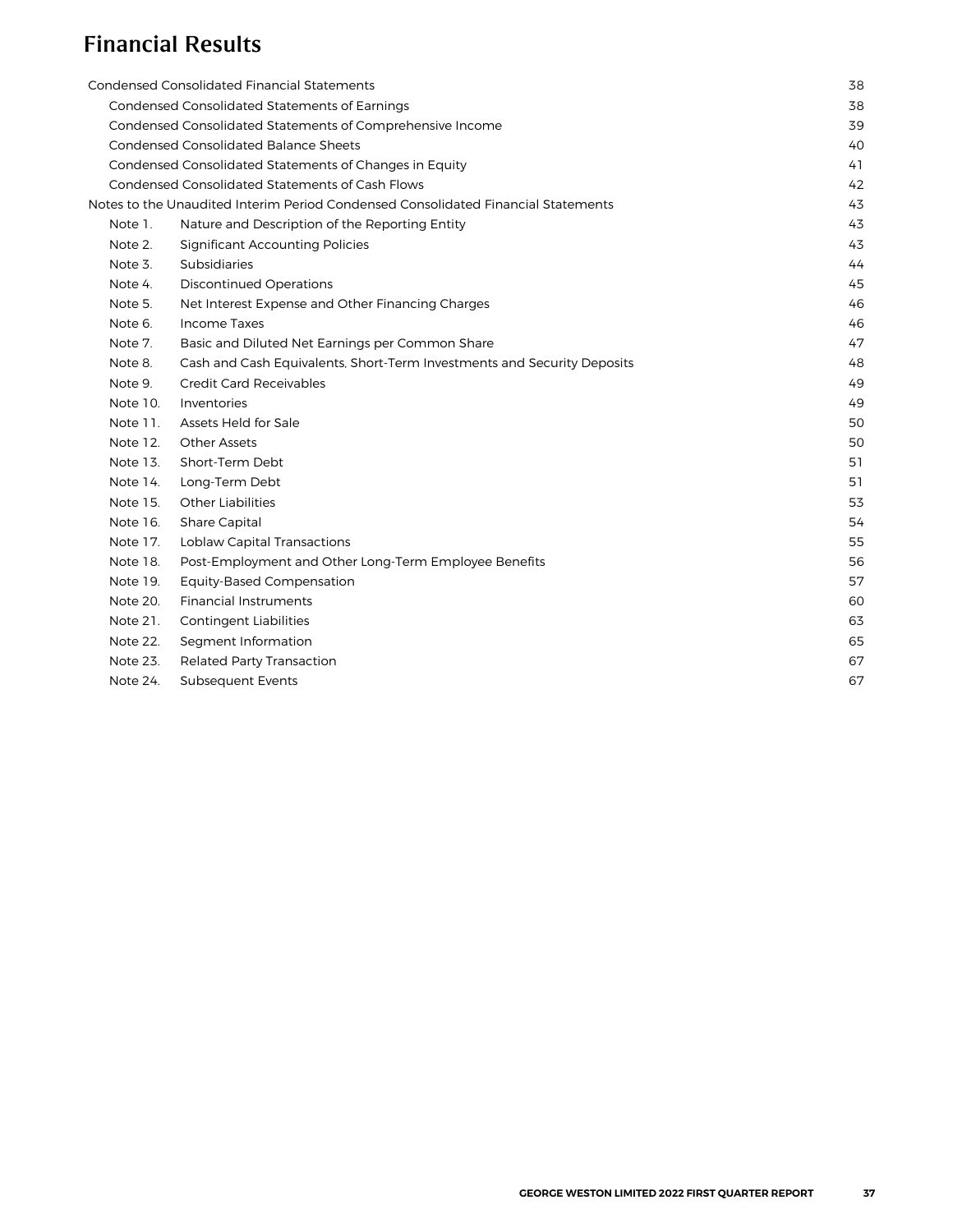# Financial Results

| | | |
|---|---|---|
| Condensed Consolidated Financial Statements | | 38 |
| Condensed Consolidated Statements of Earnings | | 38 |
| Condensed Consolidated Statements of Comprehensive Income | | 39 |
| Condensed Consolidated Balance Sheets | | 40 |
| Condensed Consolidated Statements of Changes in Equity | | 41 |
| Condensed Consolidated Statements of Cash Flows | | 42 |
| Notes to the Unaudited Interim Period Condensed Consolidated Financial Statements | | 43 |
| Note 1. | Nature and Description of the Reporting Entity | 43 |
| Note 2. | Significant Accounting Policies | 43 |
| Note 3. | Subsidiaries | 44 |
| Note 4. | Discontinued Operations | 45 |
| Note 5. | Net Interest Expense and Other Financing Charges | 46 |
| Note 6. | Income Taxes | 46 |
| Note 7. | Basic and Diluted Net Earnings per Common Share | 47 |
| Note 8. | Cash and Cash Equivalents, Short-Term Investments and Security Deposits | 48 |
| Note 9. | Credit Card Receivables | 49 |
| Note 10. | Inventories | 49 |
| Note 11. | Assets Held for Sale | 50 |
| Note 12. | Other Assets | 50 |
| Note 13. | Short-Term Debt | 51 |
| Note 14. | Long-Term Debt | 51 |
| Note 15. | Other Liabilities | 53 |
| Note 16. | Share Capital | 54 |
| Note 17. | Loblaw Capital Transactions | 55 |
| Note 18. | Post-Employment and Other Long-Term Employee Benefits | 56 |
| Note 19. | Equity-Based Compensation | 57 |
| Note 20. | Financial Instruments | 60 |
| Note 21. | Contingent Liabilities | 63 |
| Note 22. | Segment Information | 65 |
| Note 23. | Related Party Transaction | 67 |
| Note 24. | Subsequent Events | 67 |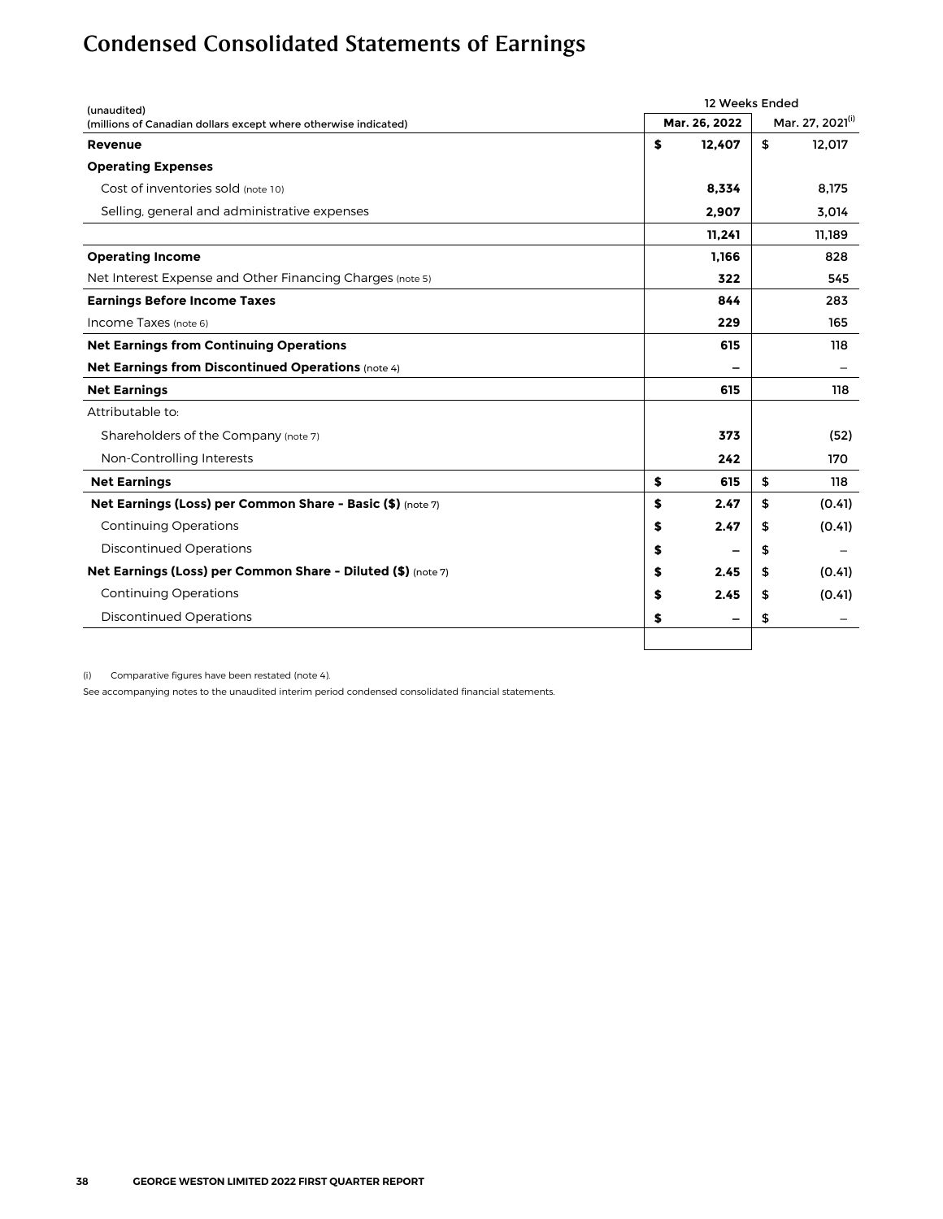# Condensed Consolidated Statements of Earnings

| (unaudited)<br>(millions of Canadian dollars except where otherwise indicated) | 12 Weeks Ended<br>Mar. 26, 2022 | <br>Mar. 27, 2021[(i)] |
|---|---|---|
| **Revenue** | **$ 12,407** | $ 12,017 |
| **Operating Expenses** | | |
| Cost of inventories sold (note 10) | **8,334** | 8,175 |
| Selling, general and administrative expenses | **2,907** | 3,014 |
| | **11,241** | 11,189 |
| **Operating Income** | **1,166** | 828 |
| Net Interest Expense and Other Financing Charges (note 5) | **322** | 545 |
| **Earnings Before Income Taxes** | **844** | 283 |
| Income Taxes (note 6) | **229** | 165 |
| **Net Earnings from Continuing Operations** | **615** | 118 |
| **Net Earnings from Discontinued Operations** (note 4) | **–** | – |
| **Net Earnings** | **615** | 118 |
| Attributable to: | | |
| Shareholders of the Company (note 7) | **373** | (52) |
| Non-Controlling Interests | **242** | 170 |
| **Net Earnings** | **$ 615** | $ 118 |
| **Net Earnings (Loss) per Common Share - Basic ($)** (note 7) | **$ 2.47** | $ (0.41) |
| Continuing Operations | **$ 2.47** | $ (0.41) |
| Discontinued Operations | **$ –** | $ – |
| **Net Earnings (Loss) per Common Share - Diluted ($)** (note 7) | **$ 2.45** | $ (0.41) |
| Continuing Operations | **$ 2.45** | $ (0.41) |
| Discontinued Operations | **$ –** | $ – |

(i) Comparative figures have been restated (note 4).

See accompanying notes to the unaudited interim period condensed consolidated financial statements.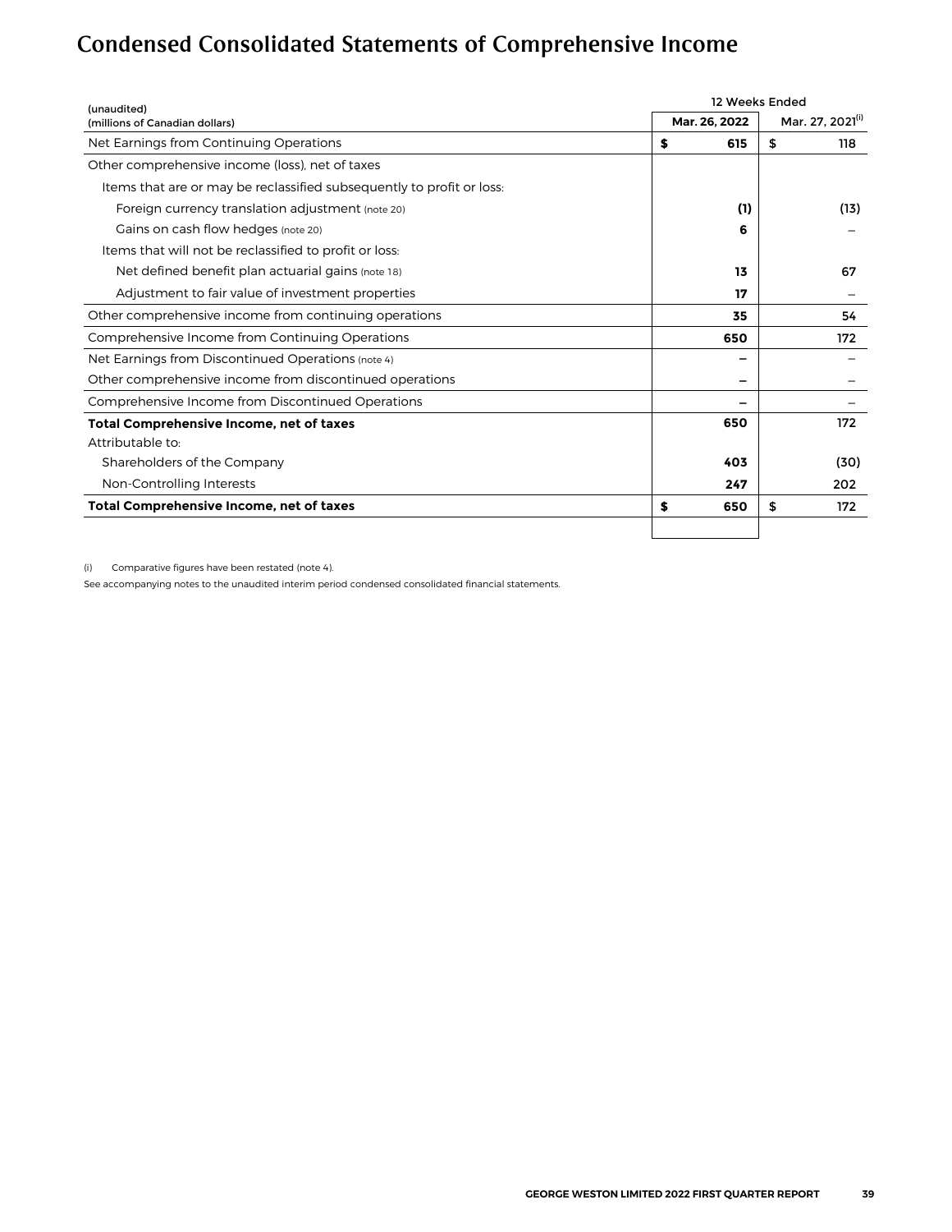# Condensed Consolidated Statements of Comprehensive Income

| (unaudited)<br>(millions of Canadian dollars) | 12 Weeks Ended | |
|---|---|---|
| | **Mar. 26, 2022** | Mar. 27, 2021[(i)] |
| Net Earnings from Continuing Operations | **$ 615** | $ 118 |
| Other comprehensive income (loss), net of taxes | | |
| Items that are or may be reclassified subsequently to profit or loss: | | |
| Foreign currency translation adjustment (note 20) | **(1)** | (13) |
| Gains on cash flow hedges (note 20) | **6** | – |
| Items that will not be reclassified to profit or loss: | | |
| Net defined benefit plan actuarial gains (note 18) | **13** | 67 |
| Adjustment to fair value of investment properties | **17** | – |
| Other comprehensive income from continuing operations | **35** | 54 |
| Comprehensive Income from Continuing Operations | **650** | 172 |
| Net Earnings from Discontinued Operations (note 4) | **–** | – |
| Other comprehensive income from discontinued operations | **–** | – |
| Comprehensive Income from Discontinued Operations | **–** | – |
| **Total Comprehensive Income, net of taxes** | **650** | 172 |
| Attributable to: | | |
| Shareholders of the Company | **403** | (30) |
| Non-Controlling Interests | **247** | 202 |
| **Total Comprehensive Income, net of taxes** | **$ 650** | $ 172 |

(i) Comparative figures have been restated (note 4).

See accompanying notes to the unaudited interim period condensed consolidated financial statements.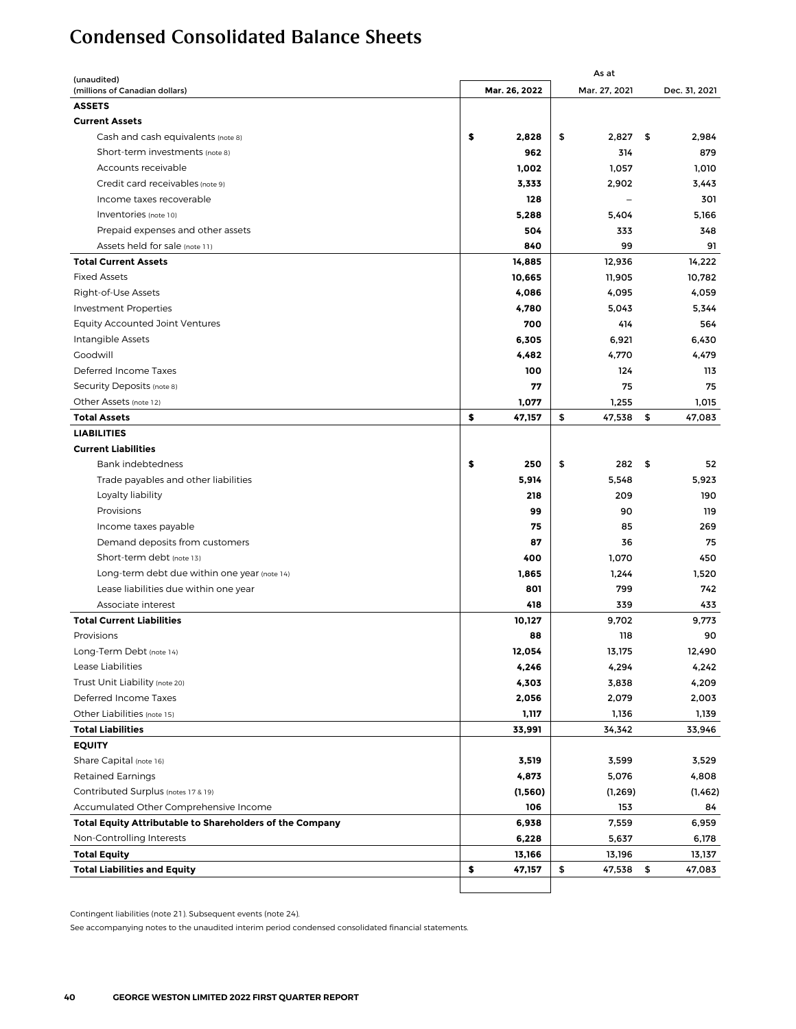# Condensed Consolidated Balance Sheets

| (unaudited) (millions of Canadian dollars) | As at Mar. 26, 2022 | Mar. 27, 2021 | Dec. 31, 2021 |
|---|---|---|---|
| **ASSETS** | | | |
| **Current Assets** | | | |
| Cash and cash equivalents (note 8) | **$ 2,828** | $ 2,827 | $ 2,984 |
| Short-term investments (note 8) | **962** | 314 | 879 |
| Accounts receivable | **1,002** | 1,057 | 1,010 |
| Credit card receivables (note 9) | **3,333** | 2,902 | 3,443 |
| Income taxes recoverable | **128** | – | 301 |
| Inventories (note 10) | **5,288** | 5,404 | 5,166 |
| Prepaid expenses and other assets | **504** | 333 | 348 |
| Assets held for sale (note 11) | **840** | 99 | 91 |
| **Total Current Assets** | **14,885** | 12,936 | 14,222 |
| Fixed Assets | **10,665** | 11,905 | 10,782 |
| Right-of-Use Assets | **4,086** | 4,095 | 4,059 |
| Investment Properties | **4,780** | 5,043 | 5,344 |
| Equity Accounted Joint Ventures | **700** | 414 | 564 |
| Intangible Assets | **6,305** | 6,921 | 6,430 |
| Goodwill | **4,482** | 4,770 | 4,479 |
| Deferred Income Taxes | **100** | 124 | 113 |
| Security Deposits (note 8) | **77** | 75 | 75 |
| Other Assets (note 12) | **1,077** | 1,255 | 1,015 |
| **Total Assets** | **$ 47,157** | $ 47,538 | $ 47,083 |
| **LIABILITIES** | | | |
| **Current Liabilities** | | | |
| Bank indebtedness | **$ 250** | $ 282 | $ 52 |
| Trade payables and other liabilities | **5,914** | 5,548 | 5,923 |
| Loyalty liability | **218** | 209 | 190 |
| Provisions | **99** | 90 | 119 |
| Income taxes payable | **75** | 85 | 269 |
| Demand deposits from customers | **87** | 36 | 75 |
| Short-term debt (note 13) | **400** | 1,070 | 450 |
| Long-term debt due within one year (note 14) | **1,865** | 1,244 | 1,520 |
| Lease liabilities due within one year | **801** | 799 | 742 |
| Associate interest | **418** | 339 | 433 |
| **Total Current Liabilities** | **10,127** | 9,702 | 9,773 |
| Provisions | **88** | 118 | 90 |
| Long-Term Debt (note 14) | **12,054** | 13,175 | 12,490 |
| Lease Liabilities | **4,246** | 4,294 | 4,242 |
| Trust Unit Liability (note 20) | **4,303** | 3,838 | 4,209 |
| Deferred Income Taxes | **2,056** | 2,079 | 2,003 |
| Other Liabilities (note 15) | **1,117** | 1,136 | 1,139 |
| **Total Liabilities** | **33,991** | 34,342 | 33,946 |
| **EQUITY** | | | |
| Share Capital (note 16) | **3,519** | 3,599 | 3,529 |
| Retained Earnings | **4,873** | 5,076 | 4,808 |
| Contributed Surplus (notes 17 & 19) | **(1,560)** | (1,269) | (1,462) |
| Accumulated Other Comprehensive Income | **106** | 153 | 84 |
| **Total Equity Attributable to Shareholders of the Company** | **6,938** | 7,559 | 6,959 |
| Non-Controlling Interests | **6,228** | 5,637 | 6,178 |
| **Total Equity** | **13,166** | 13,196 | 13,137 |
| **Total Liabilities and Equity** | **$ 47,157** | $ 47,538 | $ 47,083 |

Contingent liabilities (note 21). Subsequent events (note 24).

See accompanying notes to the unaudited interim period condensed consolidated financial statements.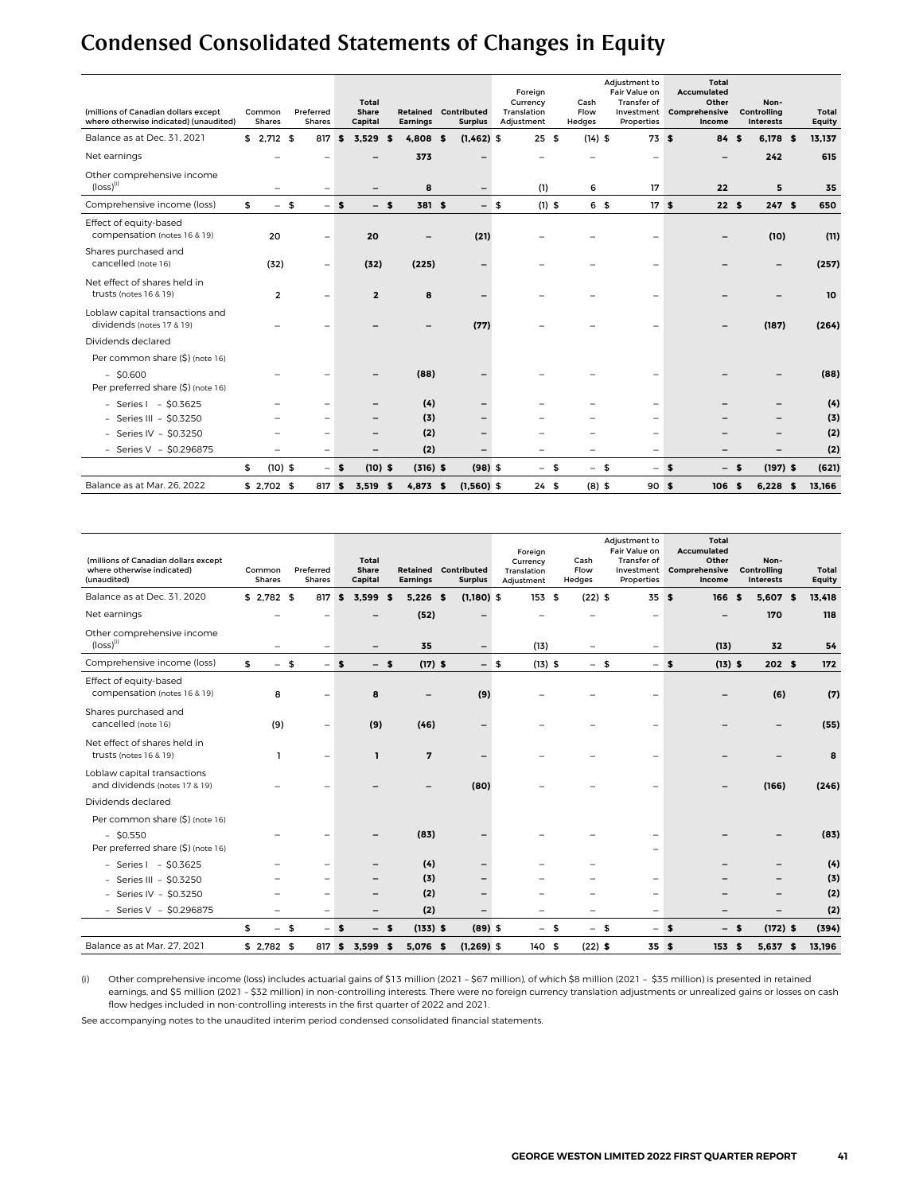# Condensed Consolidated Statements of Changes in Equity

| (millions of Canadian dollars except where otherwise indicated) (unaudited) | Common Shares | Preferred Shares | Total Share Capital | Retained Earnings | Contributed Surplus | Foreign Currency Translation Adjustment | Cash Flow Hedges | Adjustment to Fair Value on Transfer of Investment Properties | Total Accumulated Other Comprehensive Income | Non-Controlling Interests | Total Equity |
|---|---|---|---|---|---|---|---|---|---|---|---|
| Balance as at Dec. 31, 2021 | $ 2,712 | $ 817 | $ 3,529 | $ 4,808 | $ (1,462) | $ 25 | $ (14) | $ 73 | $ 84 | $ 6,178 | $ 13,137 |
| Net earnings | – | – | – | 373 | – | – | – | – | – | 242 | 615 |
| Other comprehensive income (loss)(i) | – | – | – | 8 | – | (1) | 6 | 17 | 22 | 5 | 35 |
| Comprehensive income (loss) | $ – | $ – | $ – | $ 381 | $ – | $ (1) | $ 6 | $ 17 | $ 22 | $ 247 | $ 650 |
| Effect of equity-based compensation (notes 16 & 19) | 20 | – | 20 | – | (21) | – | – | – | – | (10) | (11) |
| Shares purchased and cancelled (note 16) | (32) | – | (32) | (225) | – | – | – | – | – | – | (257) |
| Net effect of shares held in trusts (notes 16 & 19) | 2 | – | 2 | 8 | – | – | – | – | – | – | 10 |
| Loblaw capital transactions and dividends (notes 17 & 19) | – | – | – | – | (77) | – | – | – | – | (187) | (264) |
| Dividends declared | | | | | | | | | | | |
| Per common share ($) (note 16) | | | | | | | | | | | |
| – $0.600 | – | – | – | (88) | – | – | – | – | – | – | (88) |
| Per preferred share ($) (note 16) | | | | | | | | | | | |
| – Series I – $0.3625 | – | – | – | (4) | – | – | – | – | – | – | (4) |
| – Series III – $0.3250 | – | – | – | (3) | – | – | – | – | – | – | (3) |
| – Series IV – $0.3250 | – | – | – | (2) | – | – | – | – | – | – | (2) |
| – Series V – $0.296875 | – | – | – | (2) | – | – | – | – | – | – | (2) |
| | $ (10) | $ – | $ (10) | $ (316) | $ (98) | $ – | $ – | $ – | $ – | $ (197) | $ (621) |
| Balance as at Mar. 26, 2022 | $ 2,702 | $ 817 | $ 3,519 | $ 4,873 | $ (1,560) | $ 24 | $ (8) | $ 90 | $ 106 | $ 6,228 | $ 13,166 |

| (millions of Canadian dollars except where otherwise indicated) (unaudited) | Common Shares | Preferred Shares | Total Share Capital | Retained Earnings | Contributed Surplus | Foreign Currency Translation Adjustment | Cash Flow Hedges | Adjustment to Fair Value on Transfer of Investment Properties | Total Accumulated Other Comprehensive Income | Non-Controlling Interests | Total Equity |
|---|---|---|---|---|---|---|---|---|---|---|---|
| Balance as at Dec. 31, 2020 | $ 2,782 | $ 817 | $ 3,599 | $ 5,226 | $ (1,180) | $ 153 | $ (22) | $ 35 | $ 166 | $ 5,607 | $ 13,418 |
| Net earnings | – | – | – | (52) | – | – | – | – | – | 170 | 118 |
| Other comprehensive income (loss)(i) | – | – | – | 35 | – | (13) | – | – | (13) | 32 | 54 |
| Comprehensive income (loss) | $ – | $ – | $ – | $ (17) | $ – | $ (13) | $ – | $ – | $ (13) | $ 202 | $ 172 |
| Effect of equity-based compensation (notes 16 & 19) | 8 | – | 8 | – | (9) | – | – | – | – | (6) | (7) |
| Shares purchased and cancelled (note 16) | (9) | – | (9) | (46) | – | – | – | – | – | – | (55) |
| Net effect of shares held in trusts (notes 16 & 19) | 1 | – | 1 | 7 | – | – | – | – | – | – | 8 |
| Loblaw capital transactions and dividends (notes 17 & 19) | – | – | – | – | (80) | – | – | – | – | (166) | (246) |
| Dividends declared | | | | | | | | | | | |
| Per common share ($) (note 16) | | | | | | | | | | | |
| – $0.550 | – | – | – | (83) | – | – | – | – | – | – | (83) |
| Per preferred share ($) (note 16) | | | | | | | | – | | | |
| – Series I – $0.3625 | – | – | – | (4) | – | – | – | | – | – | (4) |
| – Series III – $0.3250 | – | – | – | (3) | – | – | – | – | – | – | (3) |
| – Series IV – $0.3250 | – | – | – | (2) | – | – | – | – | – | – | (2) |
| – Series V – $0.296875 | – | – | – | (2) | – | – | – | – | – | – | (2) |
| | $ – | $ – | $ – | $ (133) | $ (89) | $ – | $ – | $ – | $ – | $ (172) | $ (394) |
| Balance as at Mar. 27, 2021 | $ 2,782 | $ 817 | $ 3,599 | $ 5,076 | $ (1,269) | $ 140 | $ (22) | $ 35 | $ 153 | $ 5,637 | $ 13,196 |

(i) Other comprehensive income (loss) includes actuarial gains of $13 million (2021 – $67 million), of which $8 million (2021 – $35 million) is presented in retained earnings, and $5 million (2021 – $32 million) in non-controlling interests. There were no foreign currency translation adjustments or unrealized gains or losses on cash flow hedges included in non-controlling interests in the first quarter of 2022 and 2021.

See accompanying notes to the unaudited interim period condensed consolidated financial statements.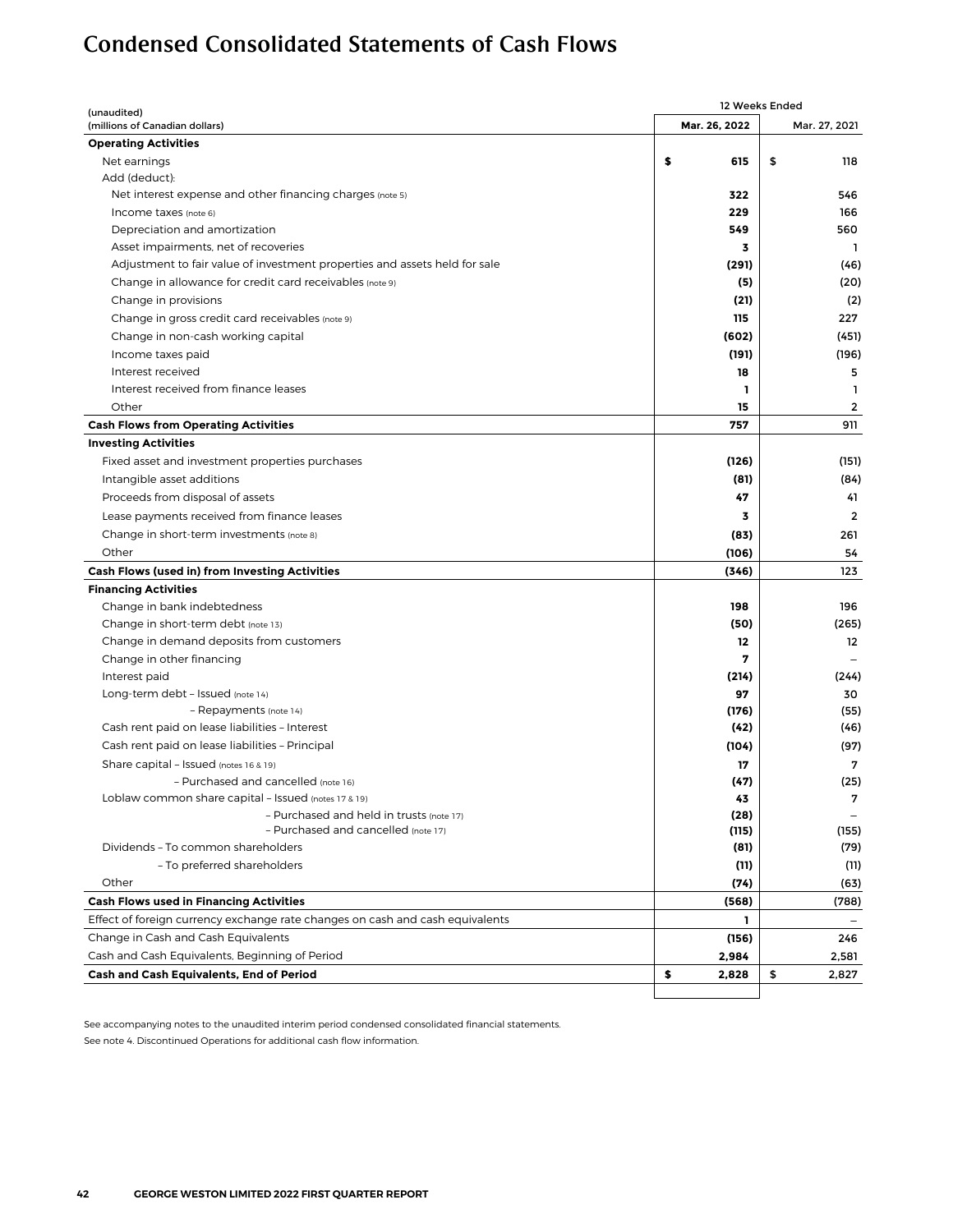# Condensed Consolidated Statements of Cash Flows

| (unaudited) (millions of Canadian dollars) | 12 Weeks Ended Mar. 26, 2022 | Mar. 27, 2021 |
|---|---|---|
| **Operating Activities** | | |
| Net earnings | $ 615 | $ 118 |
| Add (deduct): | | |
| Net interest expense and other financing charges (note 5) | 322 | 546 |
| Income taxes (note 6) | 229 | 166 |
| Depreciation and amortization | 549 | 560 |
| Asset impairments, net of recoveries | 3 | 1 |
| Adjustment to fair value of investment properties and assets held for sale | (291) | (46) |
| Change in allowance for credit card receivables (note 9) | (5) | (20) |
| Change in provisions | (21) | (2) |
| Change in gross credit card receivables (note 9) | 115 | 227 |
| Change in non-cash working capital | (602) | (451) |
| Income taxes paid | (191) | (196) |
| Interest received | 18 | 5 |
| Interest received from finance leases | 1 | 1 |
| Other | 15 | 2 |
| **Cash Flows from Operating Activities** | 757 | 911 |
| **Investing Activities** | | |
| Fixed asset and investment properties purchases | (126) | (151) |
| Intangible asset additions | (81) | (84) |
| Proceeds from disposal of assets | 47 | 41 |
| Lease payments received from finance leases | 3 | 2 |
| Change in short-term investments (note 8) | (83) | 261 |
| Other | (106) | 54 |
| **Cash Flows (used in) from Investing Activities** | (346) | 123 |
| **Financing Activities** | | |
| Change in bank indebtedness | 198 | 196 |
| Change in short-term debt (note 13) | (50) | (265) |
| Change in demand deposits from customers | 12 | 12 |
| Change in other financing | 7 | – |
| Interest paid | (214) | (244) |
| Long-term debt – Issued (note 14) | 97 | 30 |
| – Repayments (note 14) | (176) | (55) |
| Cash rent paid on lease liabilities – Interest | (42) | (46) |
| Cash rent paid on lease liabilities – Principal | (104) | (97) |
| Share capital – Issued (notes 16 & 19) | 17 | 7 |
| – Purchased and cancelled (note 16) | (47) | (25) |
| Loblaw common share capital – Issued (notes 17 & 19) | 43 | 7 |
| – Purchased and held in trusts (note 17) | (28) | – |
| – Purchased and cancelled (note 17) | (115) | (155) |
| Dividends – To common shareholders | (81) | (79) |
| – To preferred shareholders | (11) | (11) |
| Other | (74) | (63) |
| **Cash Flows used in Financing Activities** | (568) | (788) |
| Effect of foreign currency exchange rate changes on cash and cash equivalents | 1 | – |
| Change in Cash and Cash Equivalents | (156) | 246 |
| Cash and Cash Equivalents, Beginning of Period | 2,984 | 2,581 |
| **Cash and Cash Equivalents, End of Period** | $ 2,828 | $ 2,827 |

See accompanying notes to the unaudited interim period condensed consolidated financial statements.

See note 4. Discontinued Operations for additional cash flow information.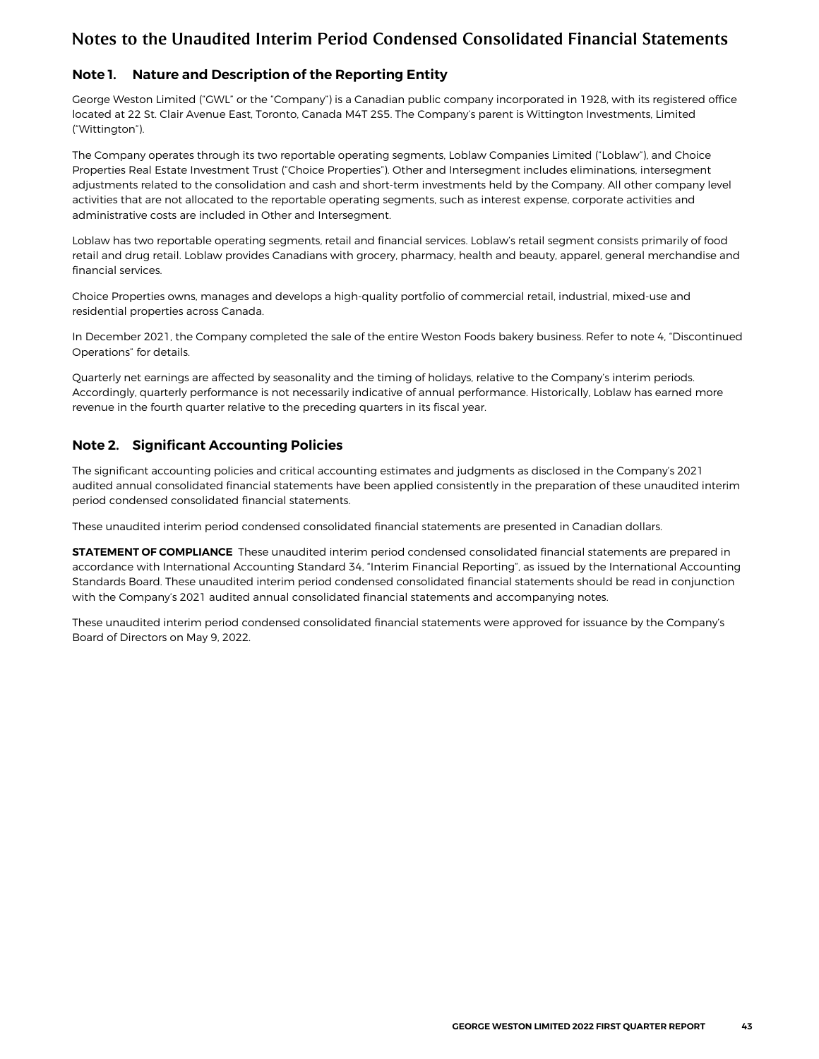# Notes to the Unaudited Interim Period Condensed Consolidated Financial Statements

## Note 1. Nature and Description of the Reporting Entity

George Weston Limited ("GWL" or the "Company") is a Canadian public company incorporated in 1928, with its registered office located at 22 St. Clair Avenue East, Toronto, Canada M4T 2S5. The Company's parent is Wittington Investments, Limited ("Wittington").

The Company operates through its two reportable operating segments, Loblaw Companies Limited ("Loblaw"), and Choice Properties Real Estate Investment Trust ("Choice Properties"). Other and Intersegment includes eliminations, intersegment adjustments related to the consolidation and cash and short-term investments held by the Company. All other company level activities that are not allocated to the reportable operating segments, such as interest expense, corporate activities and administrative costs are included in Other and Intersegment.

Loblaw has two reportable operating segments, retail and financial services. Loblaw's retail segment consists primarily of food retail and drug retail. Loblaw provides Canadians with grocery, pharmacy, health and beauty, apparel, general merchandise and financial services.

Choice Properties owns, manages and develops a high-quality portfolio of commercial retail, industrial, mixed-use and residential properties across Canada.

In December 2021, the Company completed the sale of the entire Weston Foods bakery business. Refer to note 4, "Discontinued Operations" for details.

Quarterly net earnings are affected by seasonality and the timing of holidays, relative to the Company's interim periods. Accordingly, quarterly performance is not necessarily indicative of annual performance. Historically, Loblaw has earned more revenue in the fourth quarter relative to the preceding quarters in its fiscal year.

## Note 2. Significant Accounting Policies

The significant accounting policies and critical accounting estimates and judgments as disclosed in the Company's 2021 audited annual consolidated financial statements have been applied consistently in the preparation of these unaudited interim period condensed consolidated financial statements.

These unaudited interim period condensed consolidated financial statements are presented in Canadian dollars.

**STATEMENT OF COMPLIANCE** These unaudited interim period condensed consolidated financial statements are prepared in accordance with International Accounting Standard 34, "Interim Financial Reporting", as issued by the International Accounting Standards Board. These unaudited interim period condensed consolidated financial statements should be read in conjunction with the Company's 2021 audited annual consolidated financial statements and accompanying notes.

These unaudited interim period condensed consolidated financial statements were approved for issuance by the Company's Board of Directors on May 9, 2022.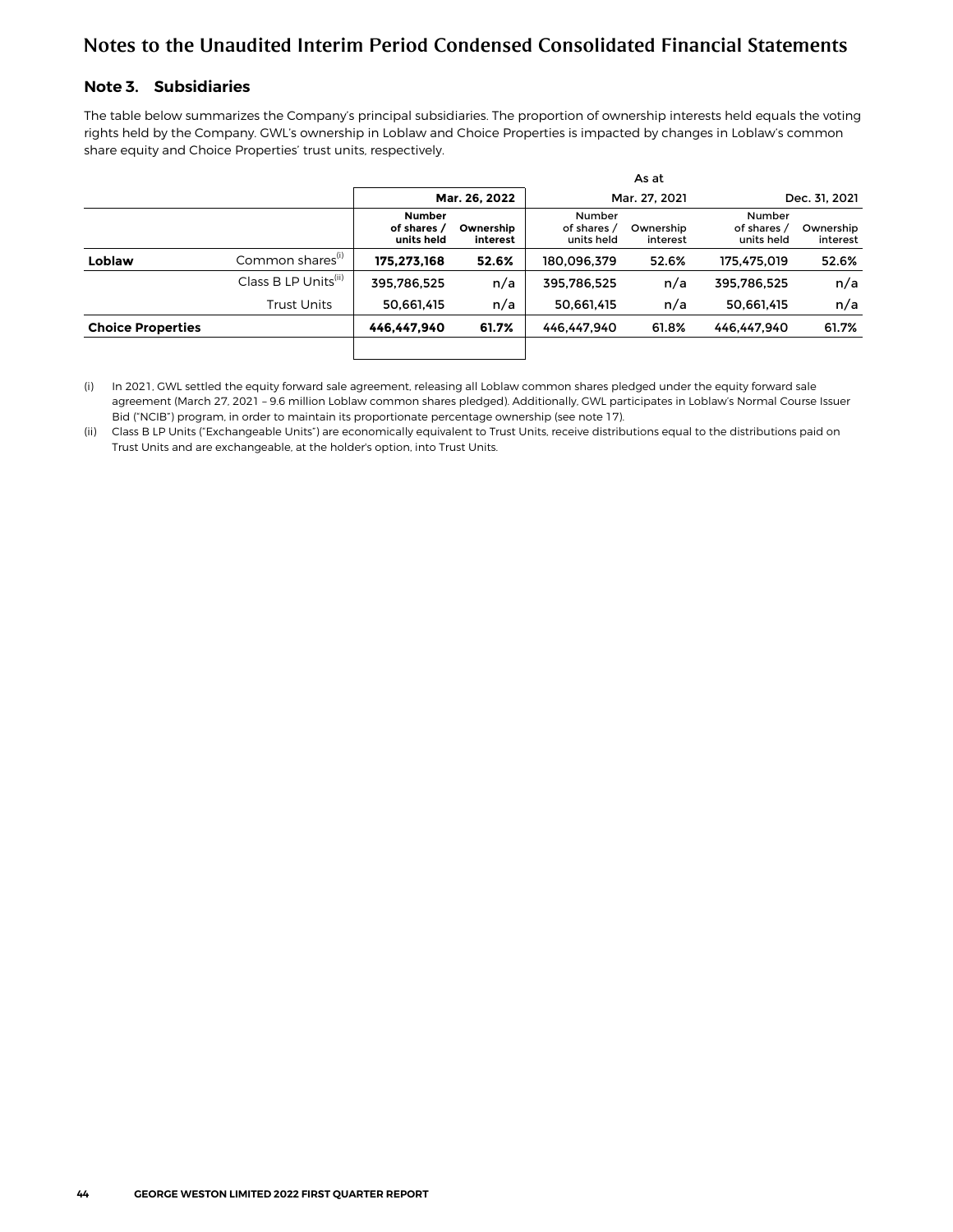# Notes to the Unaudited Interim Period Condensed Consolidated Financial Statements

## Note 3. Subsidiaries

The table below summarizes the Company's principal subsidiaries. The proportion of ownership interests held equals the voting rights held by the Company. GWL's ownership in Loblaw and Choice Properties is impacted by changes in Loblaw's common share equity and Choice Properties' trust units, respectively.

| | | As at | | | | | |
|---|---|---|---|---|---|---|---|
| | | **Mar. 26, 2022** | | Mar. 27, 2021 | | Dec. 31, 2021 | |
| | | **Number of shares / units held** | **Ownership interest** | Number of shares / units held | Ownership interest | Number of shares / units held | Ownership interest |
| **Loblaw** | Common shares(i) | **175,273,168** | **52.6%** | 180,096,379 | 52.6% | 175,475,019 | 52.6% |
| | Class B LP Units(ii) | 395,786,525 | n/a | 395,786,525 | n/a | 395,786,525 | n/a |
| | Trust Units | 50,661,415 | n/a | 50,661,415 | n/a | 50,661,415 | n/a |
| **Choice Properties** | | **446,447,940** | **61.7%** | 446,447,940 | 61.8% | 446,447,940 | 61.7% |

(i) In 2021, GWL settled the equity forward sale agreement, releasing all Loblaw common shares pledged under the equity forward sale agreement (March 27, 2021 – 9.6 million Loblaw common shares pledged). Additionally, GWL participates in Loblaw's Normal Course Issuer Bid ("NCIB") program, in order to maintain its proportionate percentage ownership (see note 17).

(ii) Class B LP Units ("Exchangeable Units") are economically equivalent to Trust Units, receive distributions equal to the distributions paid on Trust Units and are exchangeable, at the holder's option, into Trust Units.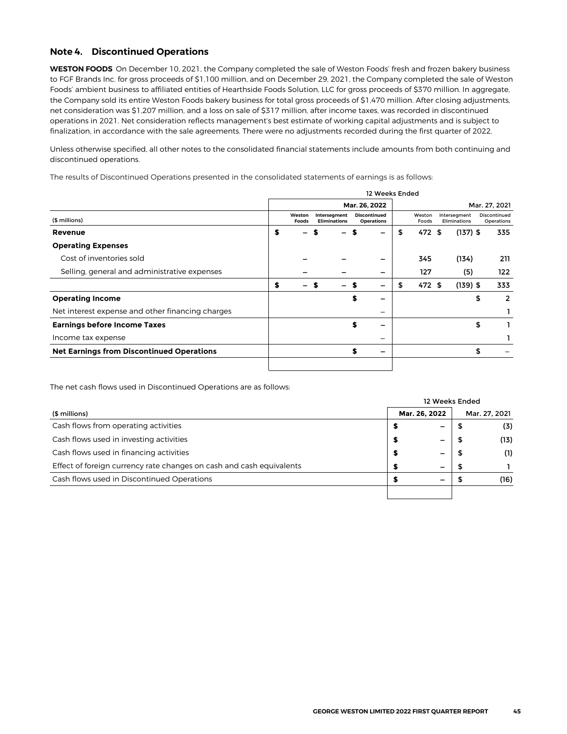## Note 4. Discontinued Operations

**WESTON FOODS** On December 10, 2021, the Company completed the sale of Weston Foods' fresh and frozen bakery business to FGF Brands Inc. for gross proceeds of $1,100 million, and on December 29, 2021, the Company completed the sale of Weston Foods' ambient business to affiliated entities of Hearthside Foods Solution, LLC for gross proceeds of $370 million. In aggregate, the Company sold its entire Weston Foods bakery business for total gross proceeds of $1,470 million. After closing adjustments, net consideration was $1,207 million, and a loss on sale of $317 million, after income taxes, was recorded in discontinued operations in 2021. Net consideration reflects management's best estimate of working capital adjustments and is subject to finalization, in accordance with the sale agreements. There were no adjustments recorded during the first quarter of 2022.

Unless otherwise specified, all other notes to the consolidated financial statements include amounts from both continuing and discontinued operations.

The results of Discontinued Operations presented in the consolidated statements of earnings is as follows:

| | 12 Weeks Ended | | | | | |
|---|---|---|---|---|---|---|
| | | | Mar. 26, 2022 | | | Mar. 27, 2021 |
| ($ millions) | Weston Foods | Intersegment Eliminations | Discontinued Operations | Weston Foods | Intersegment Eliminations | Discontinued Operations |
| **Revenue** | $ – | $ – | $ – | $ 472 | $ (137) | $ 335 |
| **Operating Expenses** | | | | | | |
| Cost of inventories sold | – | – | – | 345 | (134) | 211 |
| Selling, general and administrative expenses | – | – | – | 127 | (5) | 122 |
| | $ – | $ – | $ – | $ 472 | $ (139) | $ 333 |
| **Operating Income** | | | $ – | | | $ 2 |
| Net interest expense and other financing charges | | | – | | | 1 |
| **Earnings before Income Taxes** | | | $ – | | | $ 1 |
| Income tax expense | | | – | | | 1 |
| **Net Earnings from Discontinued Operations** | | | $ – | | | $ – |

The net cash flows used in Discontinued Operations are as follows:

| | 12 Weeks Ended | |
|---|---|---|
| ($ millions) | Mar. 26, 2022 | Mar. 27, 2021 |
| Cash flows from operating activities | $ – | $ (3) |
| Cash flows used in investing activities | $ – | $ (13) |
| Cash flows used in financing activities | $ – | $ (1) |
| Effect of foreign currency rate changes on cash and cash equivalents | $ – | $ 1 |
| Cash flows used in Discontinued Operations | $ – | $ (16) |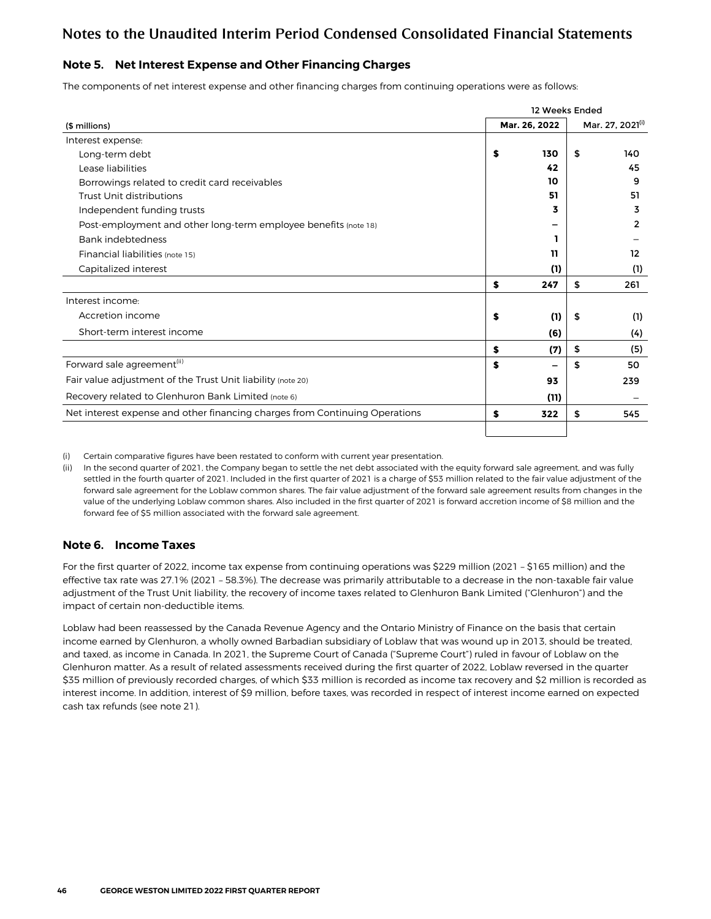# Notes to the Unaudited Interim Period Condensed Consolidated Financial Statements

## Note 5. Net Interest Expense and Other Financing Charges

The components of net interest expense and other financing charges from continuing operations were as follows:

| | 12 Weeks Ended | |
|---|---|---|
| ($ millions) | Mar. 26, 2022 | Mar. 27, 2021[(i)] |
| Interest expense: | | |
| Long-term debt | **$ 130** | $ 140 |
| Lease liabilities | **42** | 45 |
| Borrowings related to credit card receivables | **10** | 9 |
| Trust Unit distributions | **51** | 51 |
| Independent funding trusts | **3** | 3 |
| Post-employment and other long-term employee benefits (note 18) | **–** | 2 |
| Bank indebtedness | **1** | – |
| Financial liabilities (note 15) | **11** | 12 |
| Capitalized interest | **(1)** | (1) |
| | **$ 247** | $ 261 |
| Interest income: | | |
| Accretion income | **$ (1)** | $ (1) |
| Short-term interest income | **(6)** | (4) |
| | **$ (7)** | $ (5) |
| Forward sale agreement[(ii)] | **$ –** | $ 50 |
| Fair value adjustment of the Trust Unit liability (note 20) | **93** | 239 |
| Recovery related to Glenhuron Bank Limited (note 6) | **(11)** | – |
| Net interest expense and other financing charges from Continuing Operations | **$ 322** | $ 545 |

(i) Certain comparative figures have been restated to conform with current year presentation.

(ii) In the second quarter of 2021, the Company began to settle the net debt associated with the equity forward sale agreement, and was fully settled in the fourth quarter of 2021. Included in the first quarter of 2021 is a charge of $53 million related to the fair value adjustment of the forward sale agreement for the Loblaw common shares. The fair value adjustment of the forward sale agreement results from changes in the value of the underlying Loblaw common shares. Also included in the first quarter of 2021 is forward accretion income of $8 million and the forward fee of $5 million associated with the forward sale agreement.

## Note 6. Income Taxes

For the first quarter of 2022, income tax expense from continuing operations was $229 million (2021 – $165 million) and the effective tax rate was 27.1% (2021 – 58.3%). The decrease was primarily attributable to a decrease in the non-taxable fair value adjustment of the Trust Unit liability, the recovery of income taxes related to Glenhuron Bank Limited ("Glenhuron") and the impact of certain non-deductible items.

Loblaw had been reassessed by the Canada Revenue Agency and the Ontario Ministry of Finance on the basis that certain income earned by Glenhuron, a wholly owned Barbadian subsidiary of Loblaw that was wound up in 2013, should be treated, and taxed, as income in Canada. In 2021, the Supreme Court of Canada ("Supreme Court") ruled in favour of Loblaw on the Glenhuron matter. As a result of related assessments received during the first quarter of 2022, Loblaw reversed in the quarter $35 million of previously recorded charges, of which $33 million is recorded as income tax recovery and $2 million is recorded as interest income. In addition, interest of $9 million, before taxes, was recorded in respect of interest income earned on expected cash tax refunds (see note 21).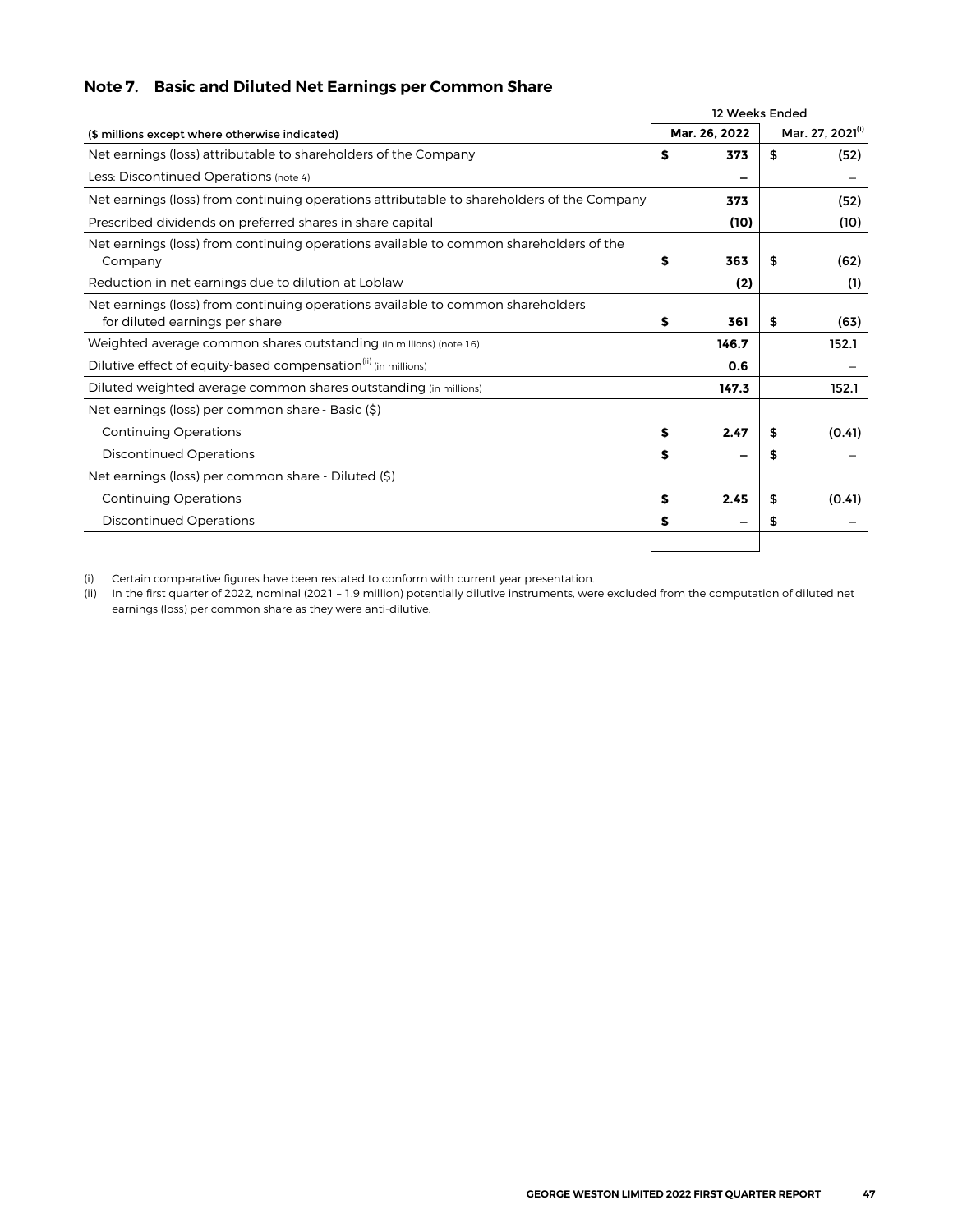## Note 7. Basic and Diluted Net Earnings per Common Share

| | 12 Weeks Ended | |
|---|---|---|
| ($ millions except where otherwise indicated) | Mar. 26, 2022 | Mar. 27, 2021[(i)] |
| Net earnings (loss) attributable to shareholders of the Company | $ 373 | $ (52) |
| Less: Discontinued Operations (note 4) | – | – |
| Net earnings (loss) from continuing operations attributable to shareholders of the Company | 373 | (52) |
| Prescribed dividends on preferred shares in share capital | (10) | (10) |
| Net earnings (loss) from continuing operations available to common shareholders of the Company | $ 363 | $ (62) |
| Reduction in net earnings due to dilution at Loblaw | (2) | (1) |
| Net earnings (loss) from continuing operations available to common shareholders for diluted earnings per share | $ 361 | $ (63) |
| Weighted average common shares outstanding (in millions) (note 16) | 146.7 | 152.1 |
| Dilutive effect of equity-based compensation[(ii)] (in millions) | 0.6 | – |
| Diluted weighted average common shares outstanding (in millions) | 147.3 | 152.1 |
| Net earnings (loss) per common share - Basic ($) | | |
| Continuing Operations | $ 2.47 | $ (0.41) |
| Discontinued Operations | $ – | $ – |
| Net earnings (loss) per common share - Diluted ($) | | |
| Continuing Operations | $ 2.45 | $ (0.41) |
| Discontinued Operations | $ – | $ – |

(i) Certain comparative figures have been restated to conform with current year presentation.

(ii) In the first quarter of 2022, nominal (2021 – 1.9 million) potentially dilutive instruments, were excluded from the computation of diluted net earnings (loss) per common share as they were anti-dilutive.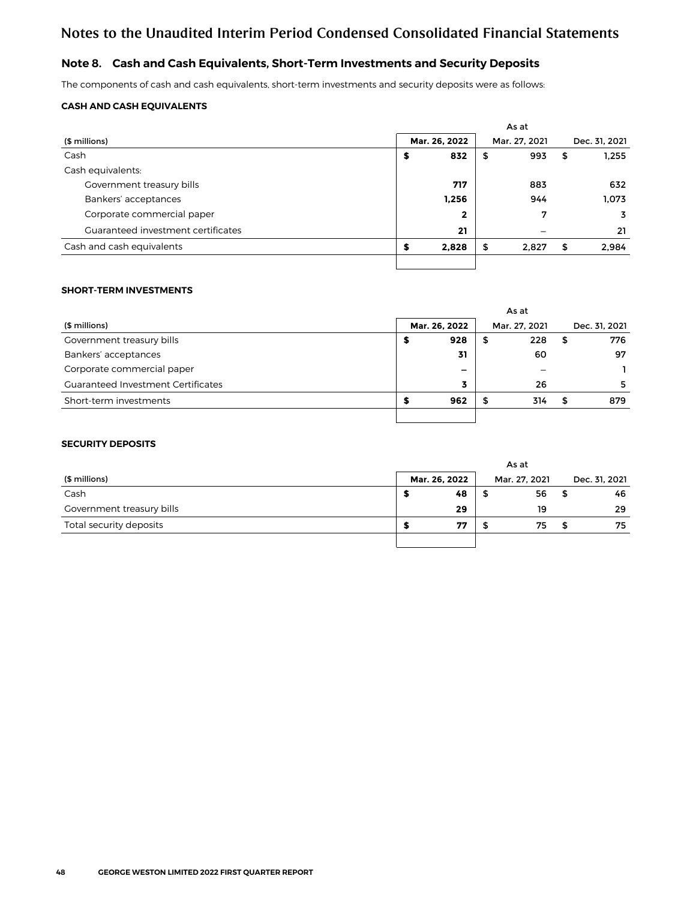# Notes to the Unaudited Interim Period Condensed Consolidated Financial Statements

## Note 8. Cash and Cash Equivalents, Short-Term Investments and Security Deposits

The components of cash and cash equivalents, short-term investments and security deposits were as follows:

### CASH AND CASH EQUIVALENTS

| | As at | | |
|---|---|---|---|
| ($ millions) | **Mar. 26, 2022** | Mar. 27, 2021 | Dec. 31, 2021 |
| Cash | **$ 832** | $ 993 | $ 1,255 |
| Cash equivalents: | | | |
| Government treasury bills | **717** | 883 | 632 |
| Bankers' acceptances | **1,256** | 944 | 1,073 |
| Corporate commercial paper | **2** | 7 | 3 |
| Guaranteed investment certificates | **21** | – | 21 |
| Cash and cash equivalents | **$ 2,828** | $ 2,827 | $ 2,984 |

### SHORT-TERM INVESTMENTS

| | As at | | |
|---|---|---|---|
| ($ millions) | **Mar. 26, 2022** | Mar. 27, 2021 | Dec. 31, 2021 |
| Government treasury bills | **$ 928** | $ 228 | $ 776 |
| Bankers' acceptances | **31** | 60 | 97 |
| Corporate commercial paper | **–** | – | 1 |
| Guaranteed Investment Certificates | **3** | 26 | 5 |
| Short-term investments | **$ 962** | $ 314 | $ 879 |

### SECURITY DEPOSITS

| | As at | | |
|---|---|---|---|
| ($ millions) | **Mar. 26, 2022** | Mar. 27, 2021 | Dec. 31, 2021 |
| Cash | **$ 48** | $ 56 | $ 46 |
| Government treasury bills | **29** | 19 | 29 |
| Total security deposits | **$ 77** | $ 75 | $ 75 |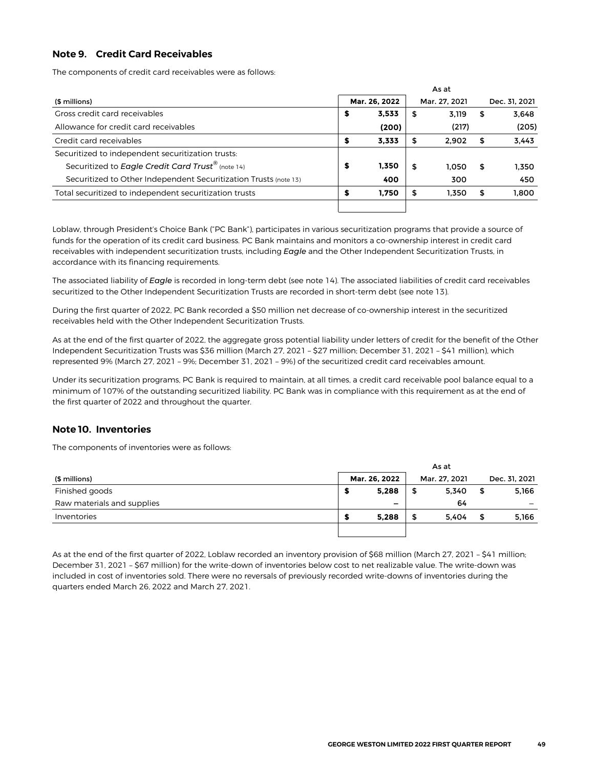## Note 9. Credit Card Receivables

The components of credit card receivables were as follows:

| | As at | | |
|---|---|---|---|
| ($ millions) | **Mar. 26, 2022** | Mar. 27, 2021 | Dec. 31, 2021 |
| Gross credit card receivables | **$ 3,533** | $ 3,119 | $ 3,648 |
| Allowance for credit card receivables | **(200)** | (217) | (205) |
| Credit card receivables | **$ 3,333** | $ 2,902 | $ 3,443 |
| Securitized to independent securitization trusts: | | | |
| Securitized to *Eagle Credit Card Trust*® (note 14) | **$ 1,350** | $ 1,050 | $ 1,350 |
| Securitized to Other Independent Securitization Trusts (note 13) | **400** | 300 | 450 |
| Total securitized to independent securitization trusts | **$ 1,750** | $ 1,350 | $ 1,800 |

Loblaw, through President's Choice Bank ("PC Bank"), participates in various securitization programs that provide a source of funds for the operation of its credit card business. PC Bank maintains and monitors a co-ownership interest in credit card receivables with independent securitization trusts, including *Eagle* and the Other Independent Securitization Trusts, in accordance with its financing requirements.

The associated liability of *Eagle* is recorded in long-term debt (see note 14). The associated liabilities of credit card receivables securitized to the Other Independent Securitization Trusts are recorded in short-term debt (see note 13).

During the first quarter of 2022, PC Bank recorded a $50 million net decrease of co-ownership interest in the securitized receivables held with the Other Independent Securitization Trusts.

As at the end of the first quarter of 2022, the aggregate gross potential liability under letters of credit for the benefit of the Other Independent Securitization Trusts was $36 million (March 27, 2021 – $27 million; December 31, 2021 – $41 million), which represented 9% (March 27, 2021 – 9%; December 31, 2021 – 9%) of the securitized credit card receivables amount.

Under its securitization programs, PC Bank is required to maintain, at all times, a credit card receivable pool balance equal to a minimum of 107% of the outstanding securitized liability. PC Bank was in compliance with this requirement as at the end of the first quarter of 2022 and throughout the quarter.

## Note 10. Inventories

The components of inventories were as follows:

| | As at | | |
|---|---|---|---|
| ($ millions) | **Mar. 26, 2022** | Mar. 27, 2021 | Dec. 31, 2021 |
| Finished goods | **$ 5,288** | $ 5,340 | $ 5,166 |
| Raw materials and supplies | **–** | 64 | – |
| Inventories | **$ 5,288** | $ 5,404 | $ 5,166 |

As at the end of the first quarter of 2022, Loblaw recorded an inventory provision of $68 million (March 27, 2021 – $41 million; December 31, 2021 – $67 million) for the write-down of inventories below cost to net realizable value. The write-down was included in cost of inventories sold. There were no reversals of previously recorded write-downs of inventories during the quarters ended March 26, 2022 and March 27, 2021.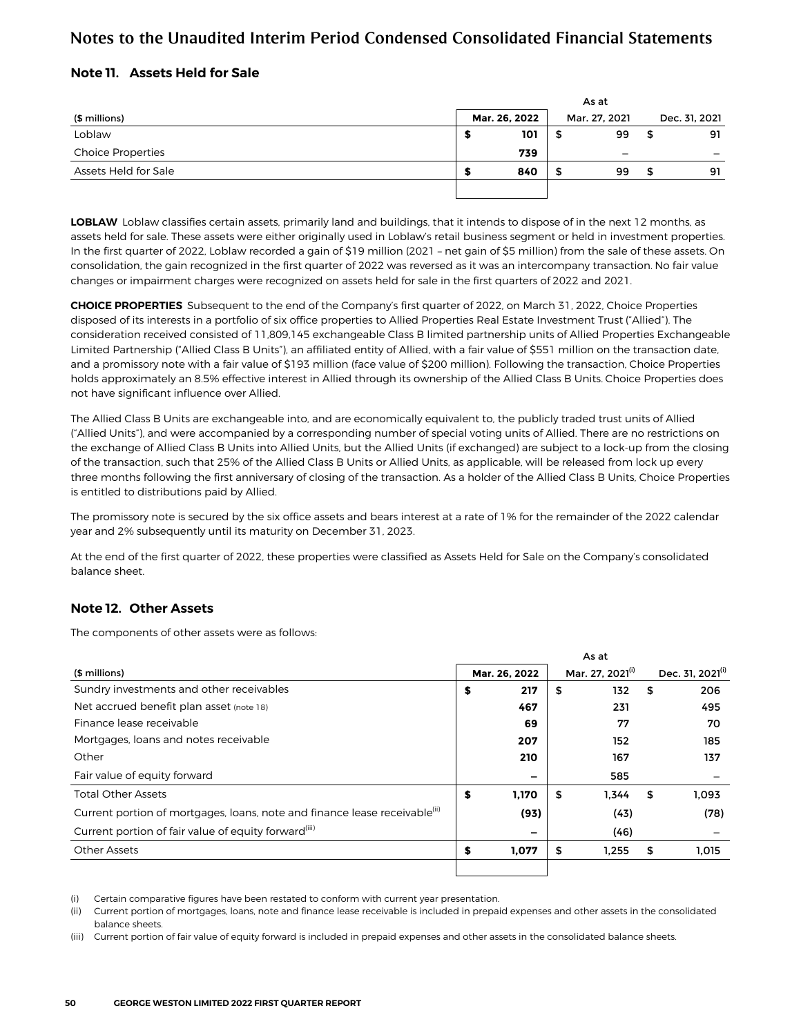# Notes to the Unaudited Interim Period Condensed Consolidated Financial Statements

## Note 11. Assets Held for Sale

| | As at | | |
|---|---|---|---|
| ($ millions) | Mar. 26, 2022 | Mar. 27, 2021 | Dec. 31, 2021 |
| Loblaw | $ 101 | $ 99 | $ 91 |
| Choice Properties | 739 | – | – |
| Assets Held for Sale | $ 840 | $ 99 | $ 91 |

**LOBLAW** Loblaw classifies certain assets, primarily land and buildings, that it intends to dispose of in the next 12 months, as assets held for sale. These assets were either originally used in Loblaw's retail business segment or held in investment properties. In the first quarter of 2022, Loblaw recorded a gain of $19 million (2021 – net gain of $5 million) from the sale of these assets. On consolidation, the gain recognized in the first quarter of 2022 was reversed as it was an intercompany transaction. No fair value changes or impairment charges were recognized on assets held for sale in the first quarters of 2022 and 2021.

**CHOICE PROPERTIES** Subsequent to the end of the Company's first quarter of 2022, on March 31, 2022, Choice Properties disposed of its interests in a portfolio of six office properties to Allied Properties Real Estate Investment Trust ("Allied"). The consideration received consisted of 11,809,145 exchangeable Class B limited partnership units of Allied Properties Exchangeable Limited Partnership ("Allied Class B Units"), an affiliated entity of Allied, with a fair value of $551 million on the transaction date, and a promissory note with a fair value of $193 million (face value of $200 million). Following the transaction, Choice Properties holds approximately an 8.5% effective interest in Allied through its ownership of the Allied Class B Units. Choice Properties does not have significant influence over Allied.

The Allied Class B Units are exchangeable into, and are economically equivalent to, the publicly traded trust units of Allied ("Allied Units"), and were accompanied by a corresponding number of special voting units of Allied. There are no restrictions on the exchange of Allied Class B Units into Allied Units, but the Allied Units (if exchanged) are subject to a lock-up from the closing of the transaction, such that 25% of the Allied Class B Units or Allied Units, as applicable, will be released from lock up every three months following the first anniversary of closing of the transaction. As a holder of the Allied Class B Units, Choice Properties is entitled to distributions paid by Allied.

The promissory note is secured by the six office assets and bears interest at a rate of 1% for the remainder of the 2022 calendar year and 2% subsequently until its maturity on December 31, 2023.

At the end of the first quarter of 2022, these properties were classified as Assets Held for Sale on the Company's consolidated balance sheet.

## Note 12. Other Assets

The components of other assets were as follows:

| | As at | | |
|---|---|---|---|
| ($ millions) | Mar. 26, 2022 | Mar. 27, 2021[(i)] | Dec. 31, 2021[(i)] |
| Sundry investments and other receivables | $ 217 | $ 132 | $ 206 |
| Net accrued benefit plan asset (note 18) | 467 | 231 | 495 |
| Finance lease receivable | 69 | 77 | 70 |
| Mortgages, loans and notes receivable | 207 | 152 | 185 |
| Other | 210 | 167 | 137 |
| Fair value of equity forward | – | 585 | – |
| Total Other Assets | $ 1,170 | $ 1,344 | $ 1,093 |
| Current portion of mortgages, loans, note and finance lease receivable[(ii)] | (93) | (43) | (78) |
| Current portion of fair value of equity forward[(iii)] | – | (46) | – |
| Other Assets | $ 1,077 | $ 1,255 | $ 1,015 |

(i) Certain comparative figures have been restated to conform with current year presentation.

(ii) Current portion of mortgages, loans, note and finance lease receivable is included in prepaid expenses and other assets in the consolidated balance sheets.

(iii) Current portion of fair value of equity forward is included in prepaid expenses and other assets in the consolidated balance sheets.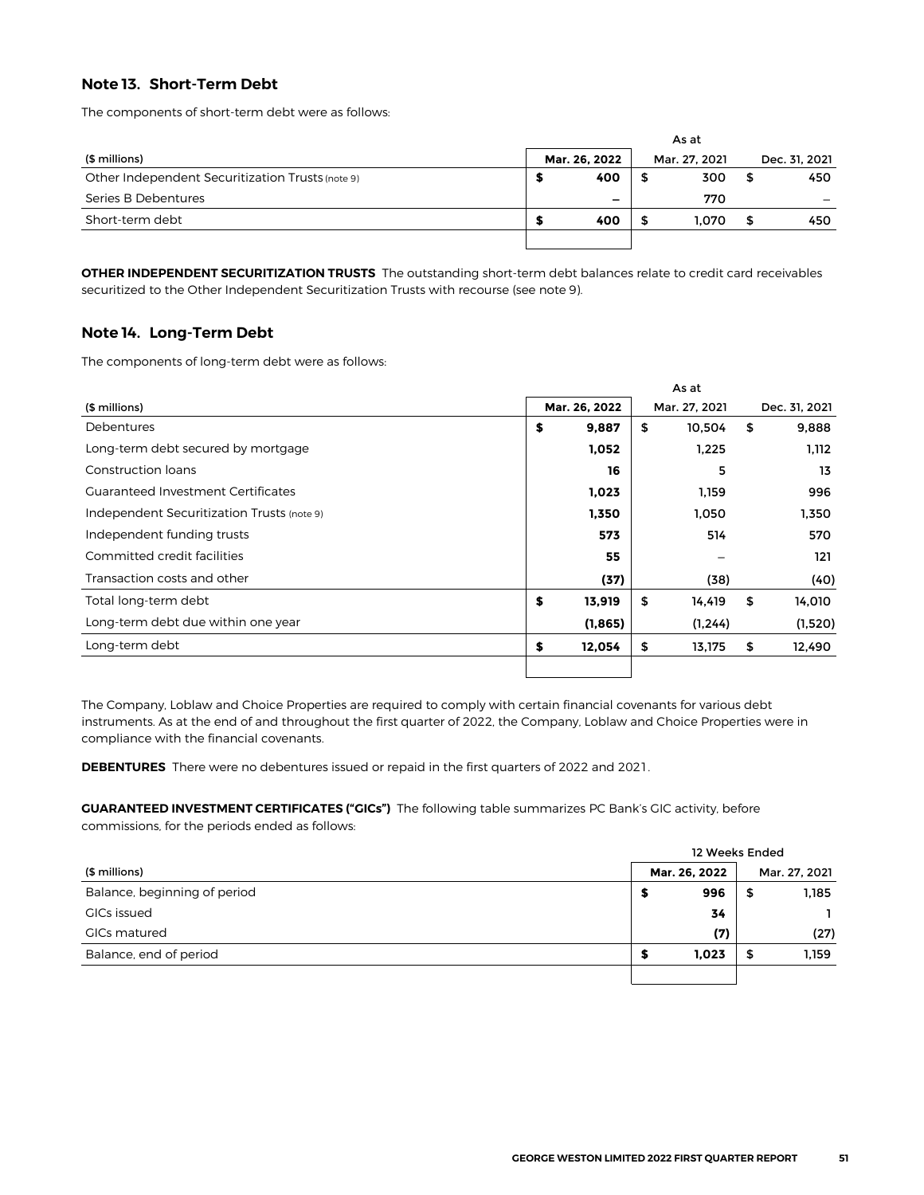## Note 13. Short-Term Debt

The components of short-term debt were as follows:

| | As at | | |
|---|---|---|---|
| ($ millions) | Mar. 26, 2022 | Mar. 27, 2021 | Dec. 31, 2021 |
| Other Independent Securitization Trusts (note 9) | $ 400 | $ 300 | $ 450 |
| Series B Debentures | – | 770 | – |
| Short-term debt | $ 400 | $ 1,070 | $ 450 |

**OTHER INDEPENDENT SECURITIZATION TRUSTS** The outstanding short-term debt balances relate to credit card receivables securitized to the Other Independent Securitization Trusts with recourse (see note 9).

## Note 14. Long-Term Debt

The components of long-term debt were as follows:

| | As at | | |
|---|---|---|---|
| ($ millions) | Mar. 26, 2022 | Mar. 27, 2021 | Dec. 31, 2021 |
| Debentures | $ 9,887 | $ 10,504 | $ 9,888 |
| Long-term debt secured by mortgage | 1,052 | 1,225 | 1,112 |
| Construction loans | 16 | 5 | 13 |
| Guaranteed Investment Certificates | 1,023 | 1,159 | 996 |
| Independent Securitization Trusts (note 9) | 1,350 | 1,050 | 1,350 |
| Independent funding trusts | 573 | 514 | 570 |
| Committed credit facilities | 55 | – | 121 |
| Transaction costs and other | (37) | (38) | (40) |
| Total long-term debt | $ 13,919 | $ 14,419 | $ 14,010 |
| Long-term debt due within one year | (1,865) | (1,244) | (1,520) |
| Long-term debt | $ 12,054 | $ 13,175 | $ 12,490 |

The Company, Loblaw and Choice Properties are required to comply with certain financial covenants for various debt instruments. As at the end of and throughout the first quarter of 2022, the Company, Loblaw and Choice Properties were in compliance with the financial covenants.

**DEBENTURES** There were no debentures issued or repaid in the first quarters of 2022 and 2021.

**GUARANTEED INVESTMENT CERTIFICATES ("GICs")** The following table summarizes PC Bank's GIC activity, before commissions, for the periods ended as follows:

| | 12 Weeks Ended | |
|---|---|---|
| ($ millions) | Mar. 26, 2022 | Mar. 27, 2021 |
| Balance, beginning of period | $ 996 | $ 1,185 |
| GICs issued | 34 | 1 |
| GICs matured | (7) | (27) |
| Balance, end of period | $ 1,023 | $ 1,159 |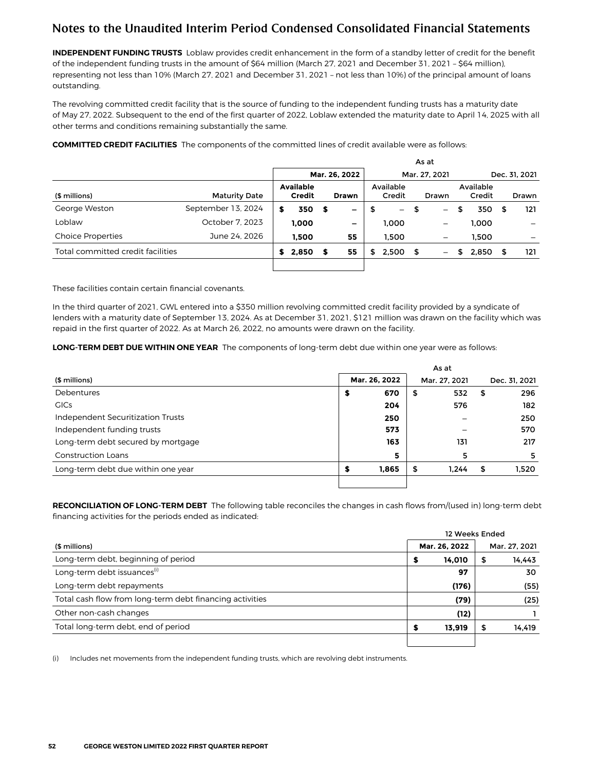# Notes to the Unaudited Interim Period Condensed Consolidated Financial Statements

**INDEPENDENT FUNDING TRUSTS** Loblaw provides credit enhancement in the form of a standby letter of credit for the benefit of the independent funding trusts in the amount of $64 million (March 27, 2021 and December 31, 2021 – $64 million), representing not less than 10% (March 27, 2021 and December 31, 2021 – not less than 10%) of the principal amount of loans outstanding.

The revolving committed credit facility that is the source of funding to the independent funding trusts has a maturity date of May 27, 2022. Subsequent to the end of the first quarter of 2022, Loblaw extended the maturity date to April 14, 2025 with all other terms and conditions remaining substantially the same.

**COMMITTED CREDIT FACILITIES** The components of the committed lines of credit available were as follows:

| | | As at | | | | | |
|---|---|---|---|---|---|---|---|
| | | Mar. 26, 2022 | | Mar. 27, 2021 | | Dec. 31, 2021 | |
| ($ millions) | Maturity Date | Available Credit | Drawn | Available Credit | Drawn | Available Credit | Drawn |
| George Weston | September 13, 2024 | $ 350 | $ – | $ – | $ – | $ 350 | $ 121 |
| Loblaw | October 7, 2023 | 1,000 | – | 1,000 | – | 1,000 | – |
| Choice Properties | June 24, 2026 | 1,500 | 55 | 1,500 | – | 1,500 | – |
| Total committed credit facilities | | $ 2,850 | $ 55 | $ 2,500 | $ – | $ 2,850 | $ 121 |

These facilities contain certain financial covenants.

In the third quarter of 2021, GWL entered into a $350 million revolving committed credit facility provided by a syndicate of lenders with a maturity date of September 13, 2024. As at December 31, 2021, $121 million was drawn on the facility which was repaid in the first quarter of 2022. As at March 26, 2022, no amounts were drawn on the facility.

**LONG-TERM DEBT DUE WITHIN ONE YEAR** The components of long-term debt due within one year were as follows:

| | As at | | |
|---|---|---|---|
| ($ millions) | Mar. 26, 2022 | Mar. 27, 2021 | Dec. 31, 2021 |
| Debentures | $ 670 | $ 532 | $ 296 |
| GICs | 204 | 576 | 182 |
| Independent Securitization Trusts | 250 | – | 250 |
| Independent funding trusts | 573 | – | 570 |
| Long-term debt secured by mortgage | 163 | 131 | 217 |
| Construction Loans | 5 | 5 | 5 |
| Long-term debt due within one year | $ 1,865 | $ 1,244 | $ 1,520 |

**RECONCILIATION OF LONG-TERM DEBT** The following table reconciles the changes in cash flows from/(used in) long-term debt financing activities for the periods ended as indicated:

| | 12 Weeks Ended | |
|---|---|---|
| ($ millions) | Mar. 26, 2022 | Mar. 27, 2021 |
| Long-term debt, beginning of period | $ 14,010 | $ 14,443 |
| Long-term debt issuances(i) | 97 | 30 |
| Long-term debt repayments | (176) | (55) |
| Total cash flow from long-term debt financing activities | (79) | (25) |
| Other non-cash changes | (12) | 1 |
| Total long-term debt, end of period | $ 13,919 | $ 14,419 |

(i) Includes net movements from the independent funding trusts, which are revolving debt instruments.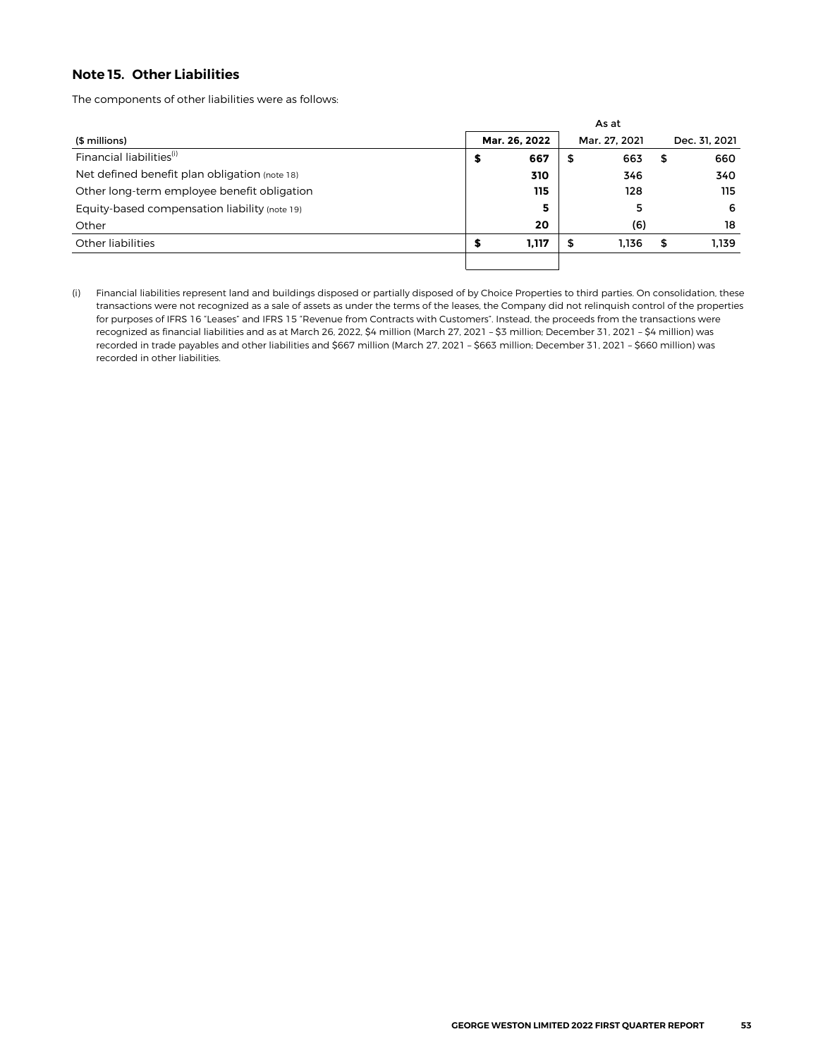## Note 15. Other Liabilities

The components of other liabilities were as follows:

| | As at | | |
|---|---|---|---|
| ($ millions) | **Mar. 26, 2022** | Mar. 27, 2021 | Dec. 31, 2021 |
| Financial liabilities[(i)] | **$ 667** | $ 663 | $ 660 |
| Net defined benefit plan obligation (note 18) | **310** | 346 | 340 |
| Other long-term employee benefit obligation | **115** | 128 | 115 |
| Equity-based compensation liability (note 19) | **5** | 5 | 6 |
| Other | **20** | (6) | 18 |
| Other liabilities | **$ 1,117** | $ 1,136 | $ 1,139 |

(i) Financial liabilities represent land and buildings disposed or partially disposed of by Choice Properties to third parties. On consolidation, these transactions were not recognized as a sale of assets as under the terms of the leases, the Company did not relinquish control of the properties for purposes of IFRS 16 "Leases" and IFRS 15 "Revenue from Contracts with Customers". Instead, the proceeds from the transactions were recognized as financial liabilities and as at March 26, 2022, $4 million (March 27, 2021 – $3 million; December 31, 2021 – $4 million) was recorded in trade payables and other liabilities and $667 million (March 27, 2021 – $663 million; December 31, 2021 – $660 million) was recorded in other liabilities.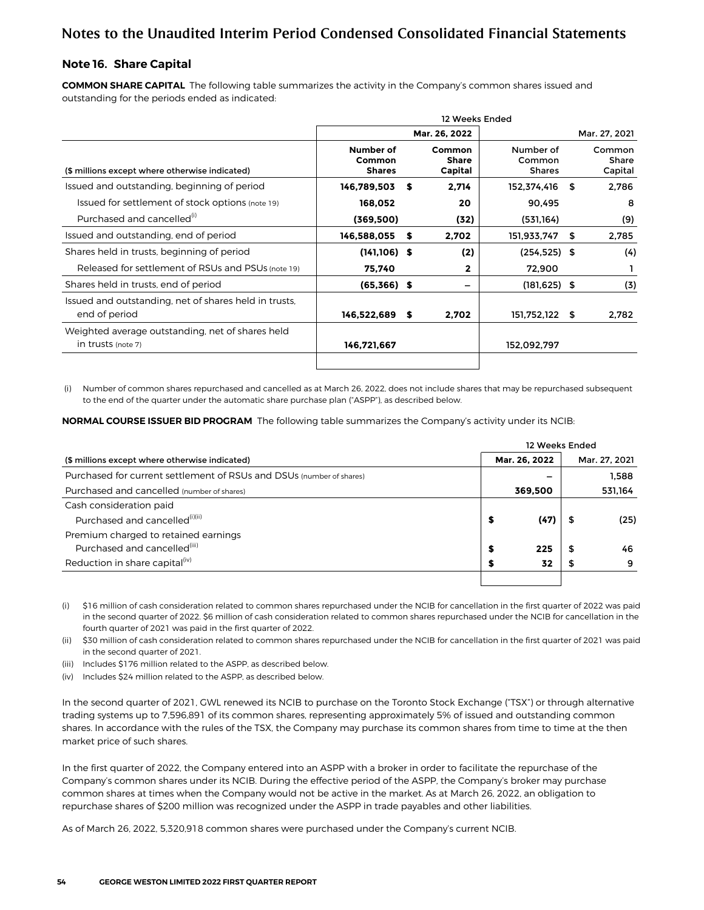# Notes to the Unaudited Interim Period Condensed Consolidated Financial Statements

## Note 16. Share Capital

**COMMON SHARE CAPITAL** The following table summarizes the activity in the Company's common shares issued and outstanding for the periods ended as indicated:

| | 12 Weeks Ended | | | |
|---|---|---|---|---|
| | | Mar. 26, 2022 | | Mar. 27, 2021 |
| ($ millions except where otherwise indicated) | **Number of Common Shares** | **Common Share Capital** | Number of Common Shares | Common Share Capital |
| Issued and outstanding, beginning of period | **146,789,503** | **$ 2,714** | 152,374,416 | $ 2,786 |
| Issued for settlement of stock options (note 19) | **168,052** | **20** | 90,495 | 8 |
| Purchased and cancelled[(i)] | **(369,500)** | **(32)** | (531,164) | (9) |
| Issued and outstanding, end of period | **146,588,055** | **$ 2,702** | 151,933,747 | $ 2,785 |
| Shares held in trusts, beginning of period | **(141,106)** | **$ (2)** | (254,525) | $ (4) |
| Released for settlement of RSUs and PSUs (note 19) | **75,740** | **2** | 72,900 | 1 |
| Shares held in trusts, end of period | **(65,366)** | **$ –** | (181,625) | $ (3) |
| Issued and outstanding, net of shares held in trusts, end of period | **146,522,689** | **$ 2,702** | 151,752,122 | $ 2,782 |
| Weighted average outstanding, net of shares held in trusts (note 7) | **146,721,667** | | 152,092,797 | |

(i) Number of common shares repurchased and cancelled as at March 26, 2022, does not include shares that may be repurchased subsequent to the end of the quarter under the automatic share purchase plan ("ASPP"), as described below.

**NORMAL COURSE ISSUER BID PROGRAM** The following table summarizes the Company's activity under its NCIB:

| | 12 Weeks Ended | |
|---|---|---|
| ($ millions except where otherwise indicated) | **Mar. 26, 2022** | Mar. 27, 2021 |
| Purchased for current settlement of RSUs and DSUs (number of shares) | **–** | 1,588 |
| Purchased and cancelled (number of shares) | **369,500** | 531,164 |
| Cash consideration paid | | |
| Purchased and cancelled[(i)(ii)] | **$ (47)** | $ (25) |
| Premium charged to retained earnings | | |
| Purchased and cancelled[(iii)] | **$ 225** | $ 46 |
| Reduction in share capital[(iv)] | **$ 32** | $ 9 |

(i) $16 million of cash consideration related to common shares repurchased under the NCIB for cancellation in the first quarter of 2022 was paid in the second quarter of 2022. $6 million of cash consideration related to common shares repurchased under the NCIB for cancellation in the fourth quarter of 2021 was paid in the first quarter of 2022.

(ii) $30 million of cash consideration related to common shares repurchased under the NCIB for cancellation in the first quarter of 2021 was paid in the second quarter of 2021.

(iii) Includes $176 million related to the ASPP, as described below.

(iv) Includes $24 million related to the ASPP, as described below.

In the second quarter of 2021, GWL renewed its NCIB to purchase on the Toronto Stock Exchange ("TSX") or through alternative trading systems up to 7,596,891 of its common shares, representing approximately 5% of issued and outstanding common shares. In accordance with the rules of the TSX, the Company may purchase its common shares from time to time at the then market price of such shares.

In the first quarter of 2022, the Company entered into an ASPP with a broker in order to facilitate the repurchase of the Company's common shares under its NCIB. During the effective period of the ASPP, the Company's broker may purchase common shares at times when the Company would not be active in the market. As at March 26, 2022, an obligation to repurchase shares of $200 million was recognized under the ASPP in trade payables and other liabilities.

As of March 26, 2022, 5,320,918 common shares were purchased under the Company's current NCIB.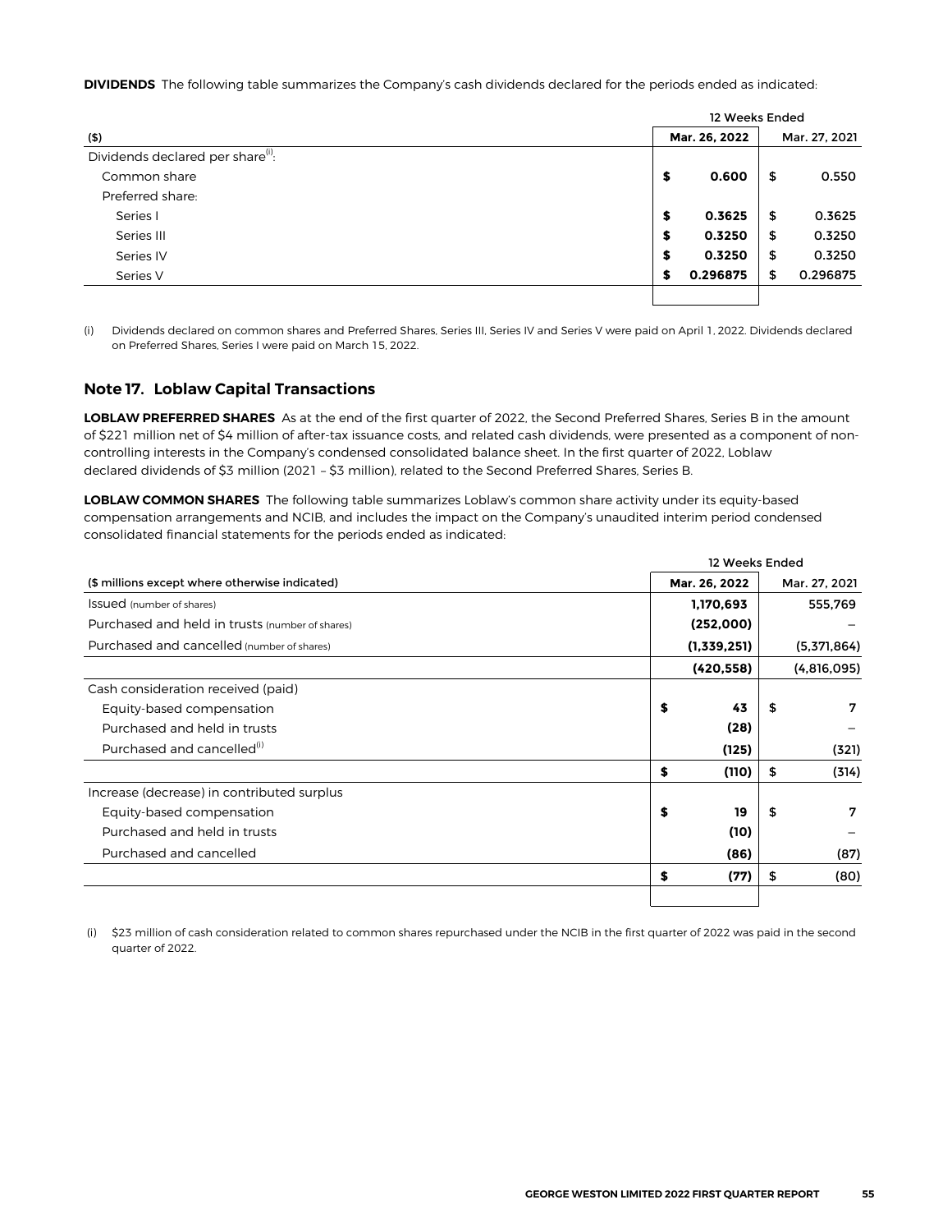**DIVIDENDS** The following table summarizes the Company's cash dividends declared for the periods ended as indicated:

| | 12 Weeks Ended | |
|---|---|---|
| ($) | Mar. 26, 2022 | Mar. 27, 2021 |
| Dividends declared per share[(i)]: | | |
| Common share | **$ 0.600** | $ 0.550 |
| Preferred share: | | |
| Series I | **$ 0.3625** | $ 0.3625 |
| Series III | **$ 0.3250** | $ 0.3250 |
| Series IV | **$ 0.3250** | $ 0.3250 |
| Series V | **$ 0.296875** | $ 0.296875 |

(i) Dividends declared on common shares and Preferred Shares, Series III, Series IV and Series V were paid on April 1, 2022. Dividends declared on Preferred Shares, Series I were paid on March 15, 2022.

## Note 17. Loblaw Capital Transactions

**LOBLAW PREFERRED SHARES** As at the end of the first quarter of 2022, the Second Preferred Shares, Series B in the amount of $221 million net of $4 million of after-tax issuance costs, and related cash dividends, were presented as a component of non-controlling interests in the Company's condensed consolidated balance sheet. In the first quarter of 2022, Loblaw declared dividends of $3 million (2021 – $3 million), related to the Second Preferred Shares, Series B.

**LOBLAW COMMON SHARES** The following table summarizes Loblaw's common share activity under its equity-based compensation arrangements and NCIB, and includes the impact on the Company's unaudited interim period condensed consolidated financial statements for the periods ended as indicated:

| | 12 Weeks Ended | |
|---|---|---|
| ($ millions except where otherwise indicated) | Mar. 26, 2022 | Mar. 27, 2021 |
| Issued (number of shares) | **1,170,693** | 555,769 |
| Purchased and held in trusts (number of shares) | **(252,000)** | – |
| Purchased and cancelled (number of shares) | **(1,339,251)** | (5,371,864) |
| | **(420,558)** | (4,816,095) |
| Cash consideration received (paid) | | |
| Equity-based compensation | **$ 43** | $ 7 |
| Purchased and held in trusts | **(28)** | – |
| Purchased and cancelled[(i)] | **(125)** | (321) |
| | **$ (110)** | $ (314) |
| Increase (decrease) in contributed surplus | | |
| Equity-based compensation | **$ 19** | $ 7 |
| Purchased and held in trusts | **(10)** | – |
| Purchased and cancelled | **(86)** | (87) |
| | **$ (77)** | $ (80) |

(i) $23 million of cash consideration related to common shares repurchased under the NCIB in the first quarter of 2022 was paid in the second quarter of 2022.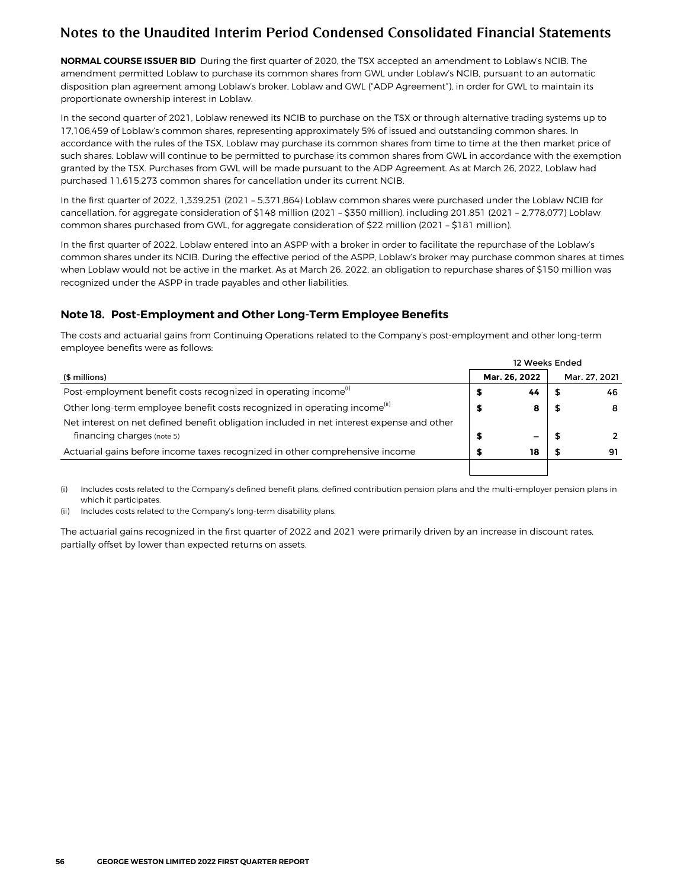**NORMAL COURSE ISSUER BID** During the first quarter of 2020, the TSX accepted an amendment to Loblaw's NCIB. The amendment permitted Loblaw to purchase its common shares from GWL under Loblaw's NCIB, pursuant to an automatic disposition plan agreement among Loblaw's broker, Loblaw and GWL ("ADP Agreement"), in order for GWL to maintain its proportionate ownership interest in Loblaw.

In the second quarter of 2021, Loblaw renewed its NCIB to purchase on the TSX or through alternative trading systems up to 17,106,459 of Loblaw's common shares, representing approximately 5% of issued and outstanding common shares. In accordance with the rules of the TSX, Loblaw may purchase its common shares from time to time at the then market price of such shares. Loblaw will continue to be permitted to purchase its common shares from GWL in accordance with the exemption granted by the TSX. Purchases from GWL will be made pursuant to the ADP Agreement. As at March 26, 2022, Loblaw had purchased 11,615,273 common shares for cancellation under its current NCIB.

In the first quarter of 2022, 1,339,251 (2021 – 5,371,864) Loblaw common shares were purchased under the Loblaw NCIB for cancellation, for aggregate consideration of $148 million (2021 – $350 million), including 201,851 (2021 – 2,778,077) Loblaw common shares purchased from GWL, for aggregate consideration of $22 million (2021 – $181 million).

In the first quarter of 2022, Loblaw entered into an ASPP with a broker in order to facilitate the repurchase of the Loblaw's common shares under its NCIB. During the effective period of the ASPP, Loblaw's broker may purchase common shares at times when Loblaw would not be active in the market. As at March 26, 2022, an obligation to repurchase shares of $150 million was recognized under the ASPP in trade payables and other liabilities.

## Note 18. Post-Employment and Other Long-Term Employee Benefits

The costs and actuarial gains from Continuing Operations related to the Company's post-employment and other long-term employee benefits were as follows:

| | 12 Weeks Ended | |
|---|---|---|
| ($ millions) | **Mar. 26, 2022** | Mar. 27, 2021 |
| Post-employment benefit costs recognized in operating income[(i)] | **$ 44** | $ 46 |
| Other long-term employee benefit costs recognized in operating income[(ii)] | **$ 8** | $ 8 |
| Net interest on net defined benefit obligation included in net interest expense and other financing charges (note 5) | **$ –** | $ 2 |
| Actuarial gains before income taxes recognized in other comprehensive income | **$ 18** | $ 91 |

(i) Includes costs related to the Company's defined benefit plans, defined contribution pension plans and the multi-employer pension plans in which it participates.

(ii) Includes costs related to the Company's long-term disability plans.

The actuarial gains recognized in the first quarter of 2022 and 2021 were primarily driven by an increase in discount rates, partially offset by lower than expected returns on assets.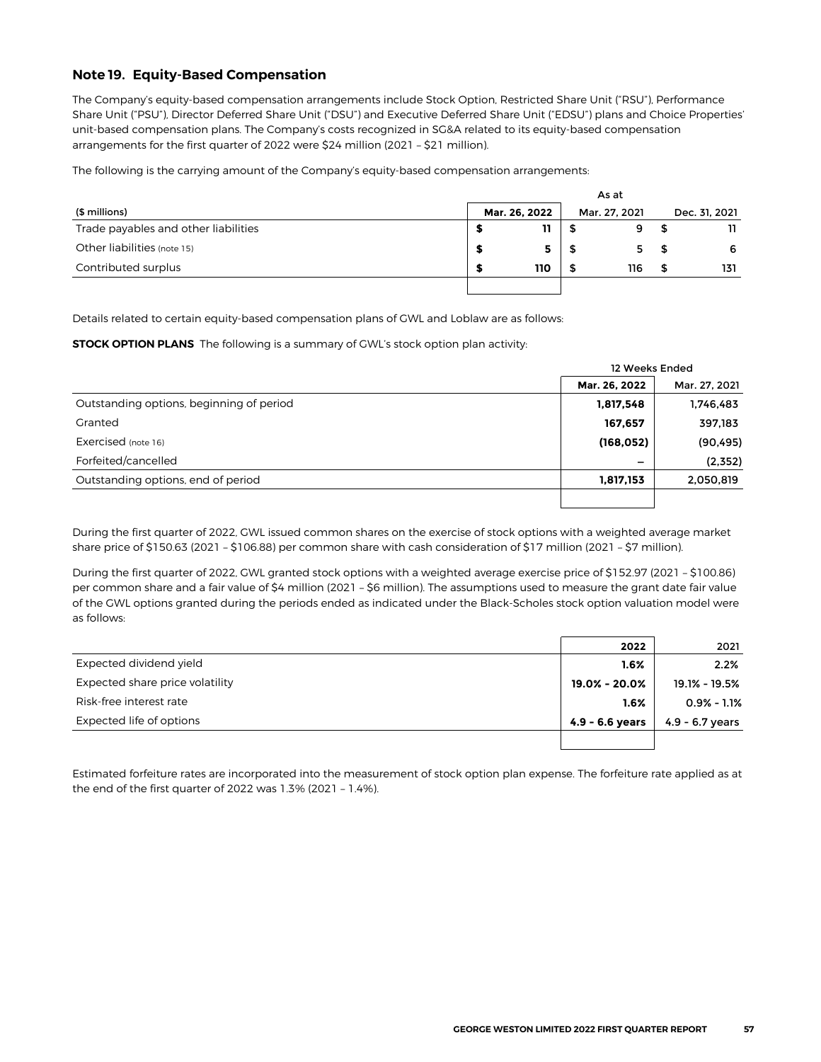## Note 19. Equity-Based Compensation

The Company's equity-based compensation arrangements include Stock Option, Restricted Share Unit ("RSU"), Performance Share Unit ("PSU"), Director Deferred Share Unit ("DSU") and Executive Deferred Share Unit ("EDSU") plans and Choice Properties' unit-based compensation plans. The Company's costs recognized in SG&A related to its equity-based compensation arrangements for the first quarter of 2022 were $24 million (2021 – $21 million).

The following is the carrying amount of the Company's equity-based compensation arrangements:

| | As at | | |
|---|---|---|---|
| ($ millions) | **Mar. 26, 2022** | Mar. 27, 2021 | Dec. 31, 2021 |
| Trade payables and other liabilities | **$ 11** | $ 9 | $ 11 |
| Other liabilities (note 15) | **$ 5** | $ 5 | $ 6 |
| Contributed surplus | **$ 110** | $ 116 | $ 131 |

Details related to certain equity-based compensation plans of GWL and Loblaw are as follows:

**STOCK OPTION PLANS** The following is a summary of GWL's stock option plan activity:

| | 12 Weeks Ended | |
|---|---|---|
| | **Mar. 26, 2022** | Mar. 27, 2021 |
| Outstanding options, beginning of period | **1,817,548** | 1,746,483 |
| Granted | **167,657** | 397,183 |
| Exercised (note 16) | **(168,052)** | (90,495) |
| Forfeited/cancelled | **–** | (2,352) |
| Outstanding options, end of period | **1,817,153** | 2,050,819 |

During the first quarter of 2022, GWL issued common shares on the exercise of stock options with a weighted average market share price of $150.63 (2021 – $106.88) per common share with cash consideration of $17 million (2021 – $7 million).

During the first quarter of 2022, GWL granted stock options with a weighted average exercise price of $152.97 (2021 – $100.86) per common share and a fair value of $4 million (2021 – $6 million). The assumptions used to measure the grant date fair value of the GWL options granted during the periods ended as indicated under the Black-Scholes stock option valuation model were as follows:

| | **2022** | 2021 |
|---|---|---|
| Expected dividend yield | **1.6%** | 2.2% |
| Expected share price volatility | **19.0% - 20.0%** | 19.1% - 19.5% |
| Risk-free interest rate | **1.6%** | 0.9% - 1.1% |
| Expected life of options | **4.9 - 6.6 years** | 4.9 - 6.7 years |

Estimated forfeiture rates are incorporated into the measurement of stock option plan expense. The forfeiture rate applied as at the end of the first quarter of 2022 was 1.3% (2021 – 1.4%).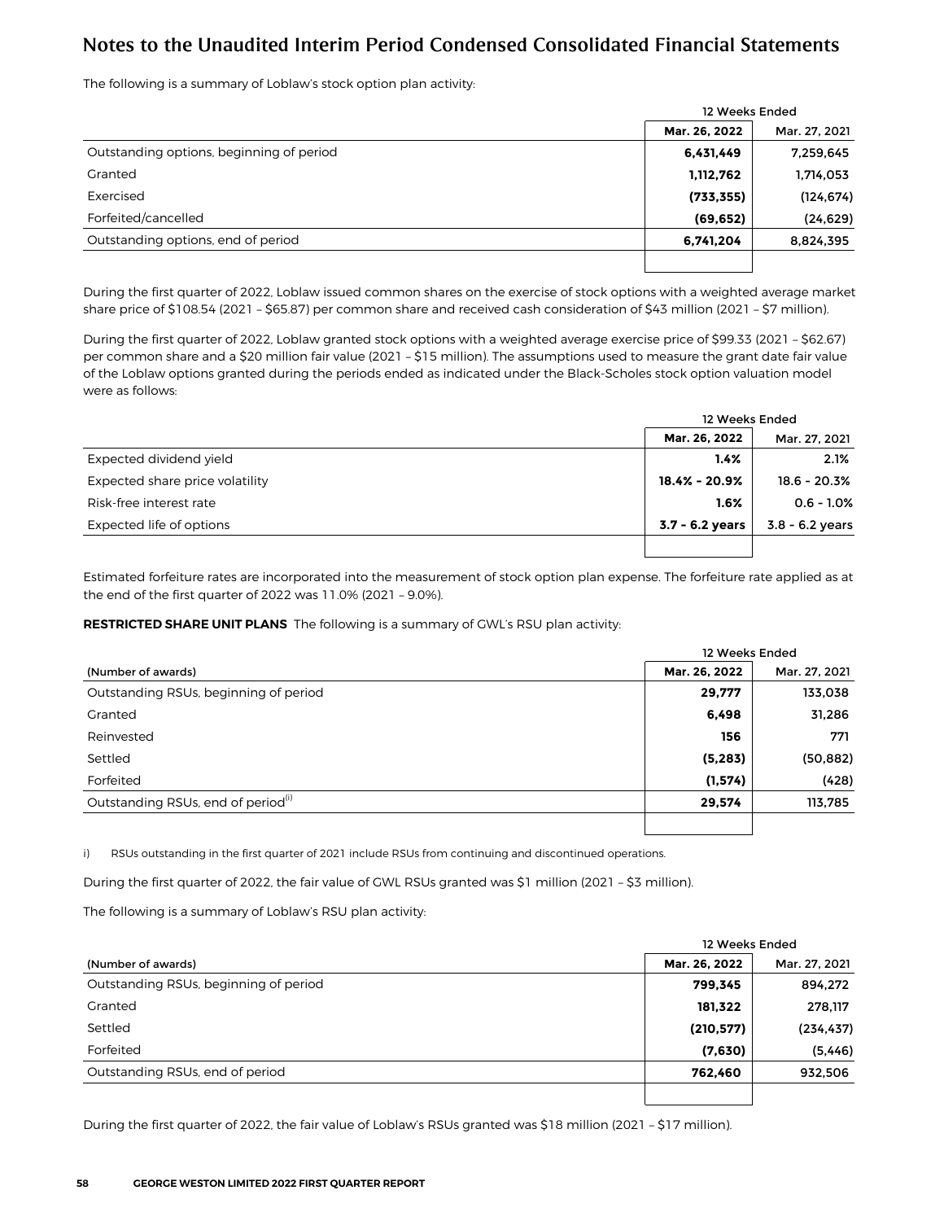# Notes to the Unaudited Interim Period Condensed Consolidated Financial Statements

The following is a summary of Loblaw's stock option plan activity:

| | 12 Weeks Ended | |
|---|---|---|
| | **Mar. 26, 2022** | Mar. 27, 2021 |
| Outstanding options, beginning of period | **6,431,449** | 7,259,645 |
| Granted | **1,112,762** | 1,714,053 |
| Exercised | **(733,355)** | (124,674) |
| Forfeited/cancelled | **(69,652)** | (24,629) |
| Outstanding options, end of period | **6,741,204** | 8,824,395 |

During the first quarter of 2022, Loblaw issued common shares on the exercise of stock options with a weighted average market share price of $108.54 (2021 – $65.87) per common share and received cash consideration of $43 million (2021 – $7 million).

During the first quarter of 2022, Loblaw granted stock options with a weighted average exercise price of $99.33 (2021 – $62.67) per common share and a $20 million fair value (2021 – $15 million). The assumptions used to measure the grant date fair value of the Loblaw options granted during the periods ended as indicated under the Black-Scholes stock option valuation model were as follows:

| | 12 Weeks Ended | |
|---|---|---|
| | **Mar. 26, 2022** | Mar. 27, 2021 |
| Expected dividend yield | **1.4%** | 2.1% |
| Expected share price volatility | **18.4% - 20.9%** | 18.6 - 20.3% |
| Risk-free interest rate | **1.6%** | 0.6 - 1.0% |
| Expected life of options | **3.7 - 6.2 years** | 3.8 - 6.2 years |

Estimated forfeiture rates are incorporated into the measurement of stock option plan expense. The forfeiture rate applied as at the end of the first quarter of 2022 was 11.0% (2021 – 9.0%).

**RESTRICTED SHARE UNIT PLANS** The following is a summary of GWL's RSU plan activity:

| | 12 Weeks Ended | |
|---|---|---|
| (Number of awards) | **Mar. 26, 2022** | Mar. 27, 2021 |
| Outstanding RSUs, beginning of period | **29,777** | 133,038 |
| Granted | **6,498** | 31,286 |
| Reinvested | **156** | 771 |
| Settled | **(5,283)** | (50,882) |
| Forfeited | **(1,574)** | (428) |
| Outstanding RSUs, end of period[i] | **29,574** | 113,785 |

i) RSUs outstanding in the first quarter of 2021 include RSUs from continuing and discontinued operations.

During the first quarter of 2022, the fair value of GWL RSUs granted was $1 million (2021 – $3 million).

The following is a summary of Loblaw's RSU plan activity:

| | 12 Weeks Ended | |
|---|---|---|
| (Number of awards) | **Mar. 26, 2022** | Mar. 27, 2021 |
| Outstanding RSUs, beginning of period | **799,345** | 894,272 |
| Granted | **181,322** | 278,117 |
| Settled | **(210,577)** | (234,437) |
| Forfeited | **(7,630)** | (5,446) |
| Outstanding RSUs, end of period | **762,460** | 932,506 |

During the first quarter of 2022, the fair value of Loblaw's RSUs granted was $18 million (2021 – $17 million).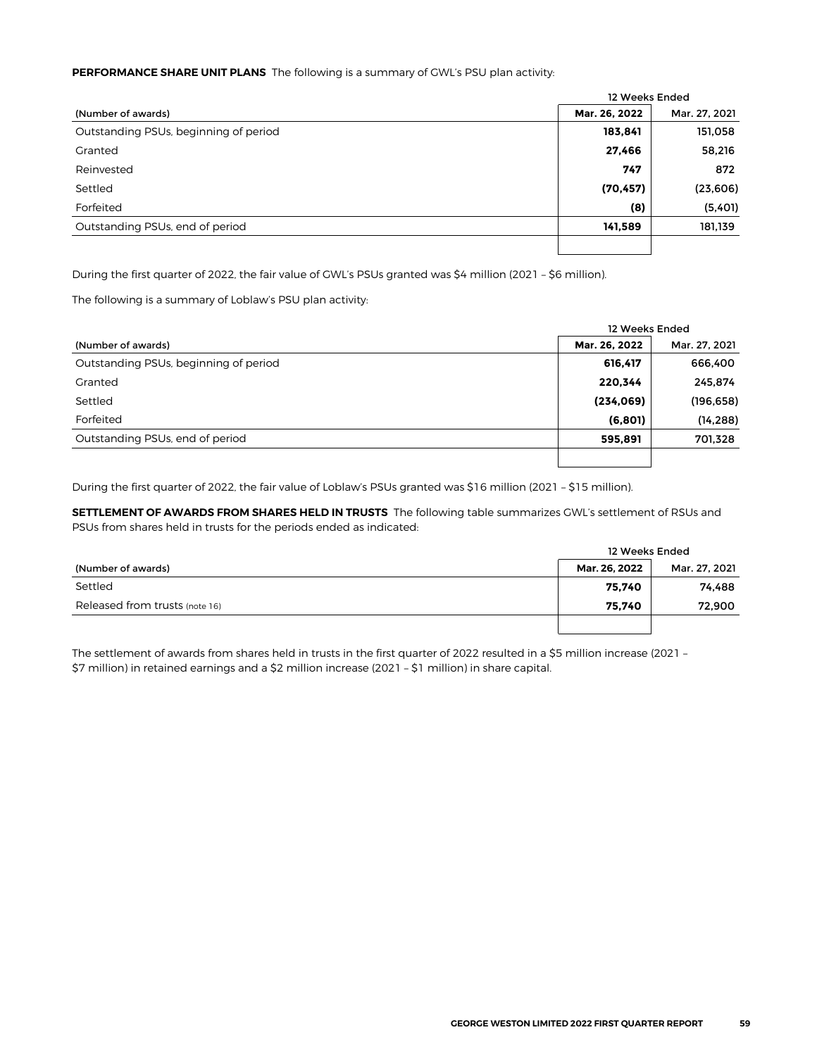**PERFORMANCE SHARE UNIT PLANS** The following is a summary of GWL's PSU plan activity:

| | 12 Weeks Ended | |
|---|---|---|
| (Number of awards) | **Mar. 26, 2022** | Mar. 27, 2021 |
| Outstanding PSUs, beginning of period | **183,841** | 151,058 |
| Granted | **27,466** | 58,216 |
| Reinvested | **747** | 872 |
| Settled | **(70,457)** | (23,606) |
| Forfeited | **(8)** | (5,401) |
| Outstanding PSUs, end of period | **141,589** | 181,139 |

During the first quarter of 2022, the fair value of GWL's PSUs granted was $4 million (2021 – $6 million).

The following is a summary of Loblaw's PSU plan activity:

| | 12 Weeks Ended | |
|---|---|---|
| (Number of awards) | **Mar. 26, 2022** | Mar. 27, 2021 |
| Outstanding PSUs, beginning of period | **616,417** | 666,400 |
| Granted | **220,344** | 245,874 |
| Settled | **(234,069)** | (196,658) |
| Forfeited | **(6,801)** | (14,288) |
| Outstanding PSUs, end of period | **595,891** | 701,328 |

During the first quarter of 2022, the fair value of Loblaw's PSUs granted was $16 million (2021 – $15 million).

**SETTLEMENT OF AWARDS FROM SHARES HELD IN TRUSTS** The following table summarizes GWL's settlement of RSUs and PSUs from shares held in trusts for the periods ended as indicated:

| | 12 Weeks Ended | |
|---|---|---|
| (Number of awards) | **Mar. 26, 2022** | Mar. 27, 2021 |
| Settled | **75,740** | 74,488 |
| Released from trusts (note 16) | **75,740** | 72,900 |

The settlement of awards from shares held in trusts in the first quarter of 2022 resulted in a $5 million increase (2021 – $7 million) in retained earnings and a $2 million increase (2021 – $1 million) in share capital.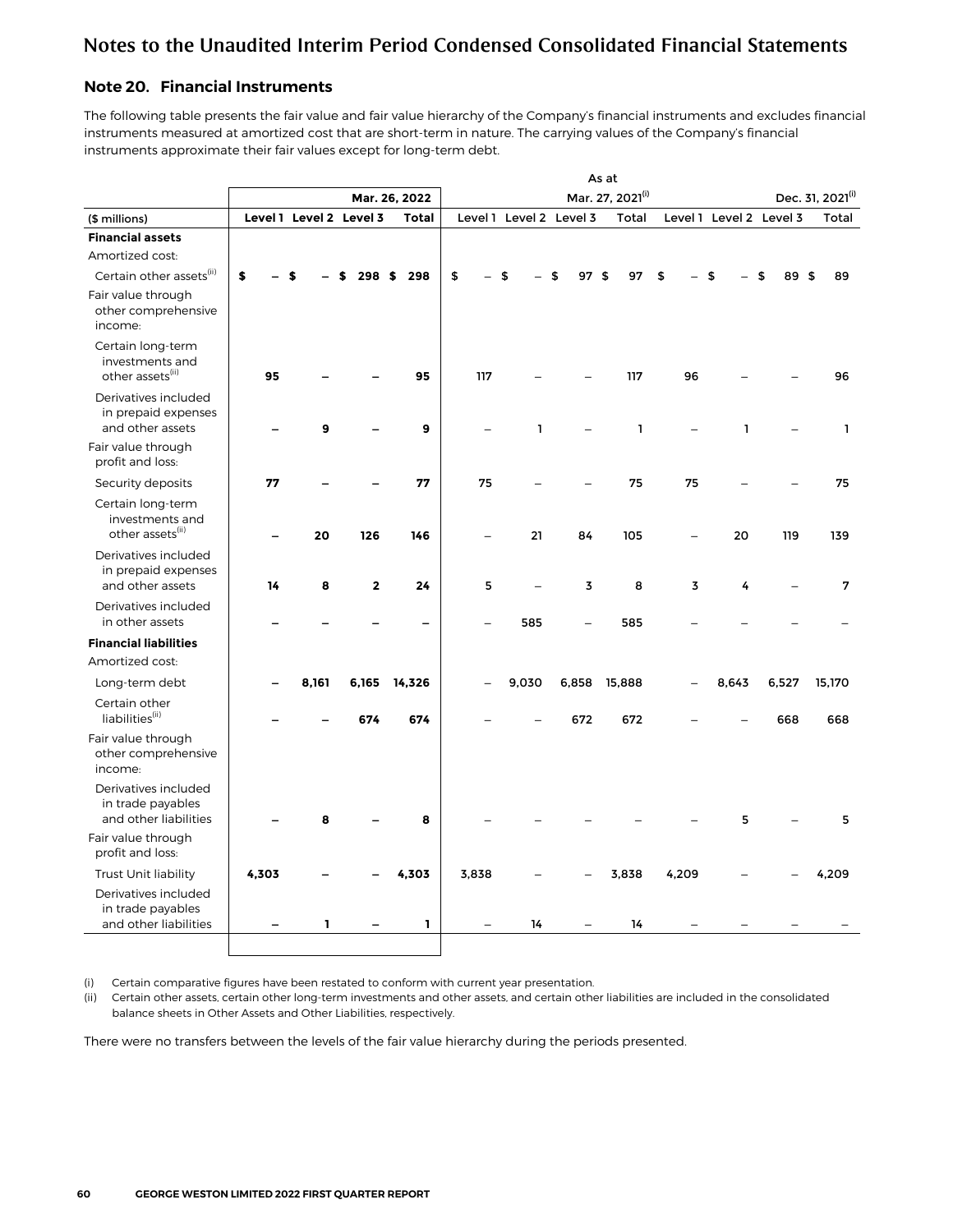## Note 20. Financial Instruments

The following table presents the fair value and fair value hierarchy of the Company's financial instruments and excludes financial instruments measured at amortized cost that are short-term in nature. The carrying values of the Company's financial instruments approximate their fair values except for long-term debt.

| | As at | | | | | | | | | | | |
|---|---|---|---|---|---|---|---|---|---|---|---|---|
| | | | | **Mar. 26, 2022** | | | | Mar. 27, 2021[(i)] | | | | Dec. 31, 2021[(i)] |
| ($ millions) | **Level 1** | **Level 2** | **Level 3** | **Total** | Level 1 | Level 2 | Level 3 | Total | Level 1 | Level 2 | Level 3 | Total |
| **Financial assets** | | | | | | | | | | | | |
| Amortized cost: | | | | | | | | | | | | |
| Certain other assets[(ii)] | **$ –** | **$ –** | **$ 298** | **$ 298** | $ – | $ – | $ 97 | $ 97 | $ – | $ – | $ 89 | $ 89 |
| Fair value through other comprehensive income: | | | | | | | | | | | | |
| Certain long-term investments and other assets[(ii)] | **95** | **–** | **–** | **95** | 117 | – | – | 117 | 96 | – | – | 96 |
| Derivatives included in prepaid expenses and other assets | **–** | **9** | **–** | **9** | – | 1 | – | 1 | – | 1 | – | 1 |
| Fair value through profit and loss: | | | | | | | | | | | | |
| Security deposits | **77** | **–** | **–** | **77** | 75 | – | – | 75 | 75 | – | – | 75 |
| Certain long-term investments and other assets[(ii)] | **–** | **20** | **126** | **146** | – | 21 | 84 | 105 | – | 20 | 119 | 139 |
| Derivatives included in prepaid expenses and other assets | **14** | **8** | **2** | **24** | 5 | – | 3 | 8 | 3 | 4 | – | 7 |
| Derivatives included in other assets | **–** | **–** | **–** | **–** | – | 585 | – | 585 | – | – | – | – |
| **Financial liabilities** | | | | | | | | | | | | |
| Amortized cost: | | | | | | | | | | | | |
| Long-term debt | **–** | **8,161** | **6,165** | **14,326** | – | 9,030 | 6,858 | 15,888 | – | 8,643 | 6,527 | 15,170 |
| Certain other liabilities[(ii)] | **–** | **–** | **674** | **674** | – | – | 672 | 672 | – | – | 668 | 668 |
| Fair value through other comprehensive income: | | | | | | | | | | | | |
| Derivatives included in trade payables and other liabilities | **–** | **8** | **–** | **8** | – | – | – | – | – | 5 | – | 5 |
| Fair value through profit and loss: | | | | | | | | | | | | |
| Trust Unit liability | **4,303** | **–** | **–** | **4,303** | 3,838 | – | – | 3,838 | 4,209 | – | – | 4,209 |
| Derivatives included in trade payables and other liabilities | **–** | **1** | **–** | **1** | – | 14 | – | 14 | – | – | – | – |

(i) Certain comparative figures have been restated to conform with current year presentation.

(ii) Certain other assets, certain other long-term investments and other assets, and certain other liabilities are included in the consolidated balance sheets in Other Assets and Other Liabilities, respectively.

There were no transfers between the levels of the fair value hierarchy during the periods presented.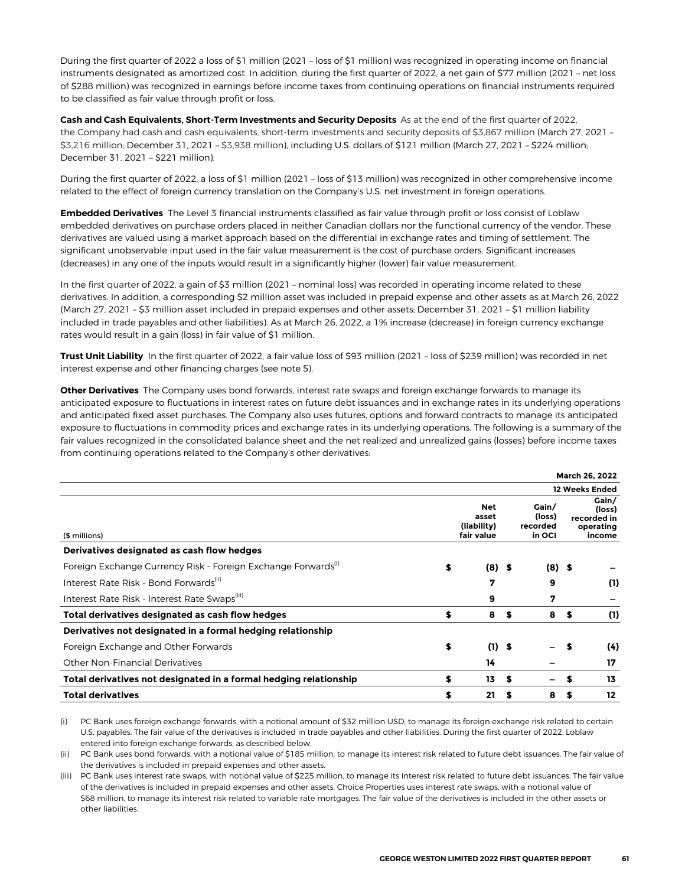During the first quarter of 2022 a loss of $1 million (2021 – loss of $1 million) was recognized in operating income on financial instruments designated as amortized cost. In addition, during the first quarter of 2022, a net gain of $77 million (2021 – net loss of $288 million) was recognized in earnings before income taxes from continuing operations on financial instruments required to be classified as fair value through profit or loss.

**Cash and Cash Equivalents, Short-Term Investments and Security Deposits** As at the end of the first quarter of 2022, the Company had cash and cash equivalents, short-term investments and security deposits of $3,867 million (March 27, 2021 – $3,216 million; December 31, 2021 – $3,938 million), including U.S. dollars of $121 million (March 27, 2021 – $224 million; December 31, 2021 – $221 million).

During the first quarter of 2022, a loss of $1 million (2021 – loss of $13 million) was recognized in other comprehensive income related to the effect of foreign currency translation on the Company's U.S. net investment in foreign operations.

**Embedded Derivatives** The Level 3 financial instruments classified as fair value through profit or loss consist of Loblaw embedded derivatives on purchase orders placed in neither Canadian dollars nor the functional currency of the vendor. These derivatives are valued using a market approach based on the differential in exchange rates and timing of settlement. The significant unobservable input used in the fair value measurement is the cost of purchase orders. Significant increases (decreases) in any one of the inputs would result in a significantly higher (lower) fair value measurement.

In the first quarter of 2022, a gain of $3 million (2021 – nominal loss) was recorded in operating income related to these derivatives. In addition, a corresponding $2 million asset was included in prepaid expense and other assets as at March 26, 2022 (March 27, 2021 – $3 million asset included in prepaid expenses and other assets; December 31, 2021 – $1 million liability included in trade payables and other liabilities). As at March 26, 2022, a 1% increase (decrease) in foreign currency exchange rates would result in a gain (loss) in fair value of $1 million.

**Trust Unit Liability** In the first quarter of 2022, a fair value loss of $93 million (2021 – loss of $239 million) was recorded in net interest expense and other financing charges (see note 5).

**Other Derivatives** The Company uses bond forwards, interest rate swaps and foreign exchange forwards to manage its anticipated exposure to fluctuations in interest rates on future debt issuances and in exchange rates in its underlying operations and anticipated fixed asset purchases. The Company also uses futures, options and forward contracts to manage its anticipated exposure to fluctuations in commodity prices and exchange rates in its underlying operations. The following is a summary of the fair values recognized in the consolidated balance sheet and the net realized and unrealized gains (losses) before income taxes from continuing operations related to the Company's other derivatives:

| | | | March 26, 2022 |
|---|---|---|---|
| | | | 12 Weeks Ended |
| ($ millions) | Net asset (liability) fair value | Gain/ (loss) recorded in OCI | Gain/ (loss) recorded in operating income |
| **Derivatives designated as cash flow hedges** | | | |
| Foreign Exchange Currency Risk - Foreign Exchange Forwards[(i)] | $ (8) | $ (8) | $ – |
| Interest Rate Risk - Bond Forwards[(ii)] | 7 | 9 | (1) |
| Interest Rate Risk - Interest Rate Swaps[(iii)] | 9 | 7 | – |
| **Total derivatives designated as cash flow hedges** | **$ 8** | **$ 8** | **$ (1)** |
| **Derivatives not designated in a formal hedging relationship** | | | |
| Foreign Exchange and Other Forwards | $ (1) | $ – | $ (4) |
| Other Non-Financial Derivatives | 14 | – | 17 |
| **Total derivatives not designated in a formal hedging relationship** | **$ 13** | **$ –** | **$ 13** |
| **Total derivatives** | **$ 21** | **$ 8** | **$ 12** |

(i) PC Bank uses foreign exchange forwards, with a notional amount of $32 million USD, to manage its foreign exchange risk related to certain U.S. payables. The fair value of the derivatives is included in trade payables and other liabilities. During the first quarter of 2022, Loblaw entered into foreign exchange forwards, as described below.

(ii) PC Bank uses bond forwards, with a notional value of $185 million, to manage its interest risk related to future debt issuances. The fair value of the derivatives is included in prepaid expenses and other assets.

(iii) PC Bank uses interest rate swaps, with notional value of $225 million, to manage its interest risk related to future debt issuances. The fair value of the derivatives is included in prepaid expenses and other assets. Choice Properties uses interest rate swaps, with a notional value of $68 million, to manage its interest risk related to variable rate mortgages. The fair value of the derivatives is included in the other assets or other liabilities.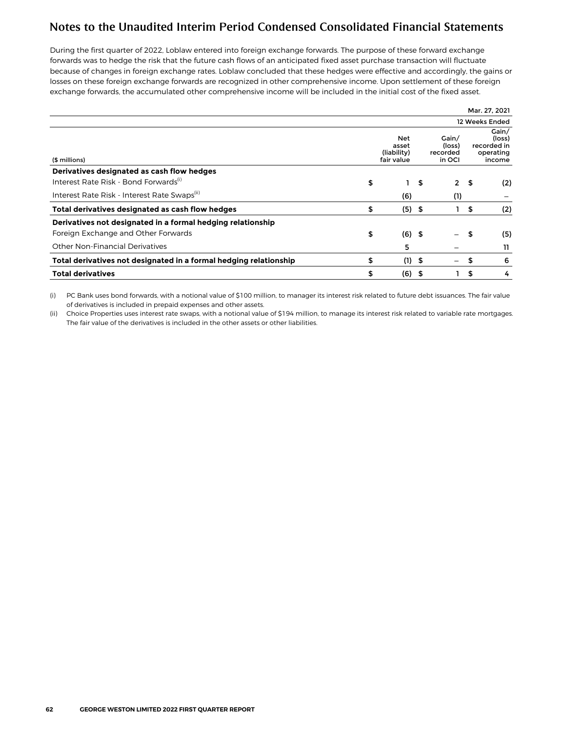## Notes to the Unaudited Interim Period Condensed Consolidated Financial Statements

During the first quarter of 2022, Loblaw entered into foreign exchange forwards. The purpose of these forward exchange forwards was to hedge the risk that the future cash flows of an anticipated fixed asset purchase transaction will fluctuate because of changes in foreign exchange rates. Loblaw concluded that these hedges were effective and accordingly, the gains or losses on these foreign exchange forwards are recognized in other comprehensive income. Upon settlement of these foreign exchange forwards, the accumulated other comprehensive income will be included in the initial cost of the fixed asset.

| | | | Mar. 27, 2021 |
|---|---|---|---|
| | | | 12 Weeks Ended |
| ($ millions) | Net asset (liability) fair value | Gain/ (loss) recorded in OCI | Gain/ (loss) recorded in operating income |
| **Derivatives designated as cash flow hedges** | | | |
| Interest Rate Risk - Bond Forwards[i] | $ 1 | $ 2 | $ (2) |
| Interest Rate Risk - Interest Rate Swaps[ii] | (6) | (1) | – |
| **Total derivatives designated as cash flow hedges** | $ (5) | $ 1 | $ (2) |
| **Derivatives not designated in a formal hedging relationship** | | | |
| Foreign Exchange and Other Forwards | $ (6) | $ – | $ (5) |
| Other Non-Financial Derivatives | 5 | – | 11 |
| **Total derivatives not designated in a formal hedging relationship** | $ (1) | $ – | $ 6 |
| **Total derivatives** | $ (6) | $ 1 | $ 4 |

(i) PC Bank uses bond forwards, with a notional value of $100 million, to manager its interest risk related to future debt issuances. The fair value of derivatives is included in prepaid expenses and other assets.

(ii) Choice Properties uses interest rate swaps, with a notional value of $194 million, to manage its interest risk related to variable rate mortgages. The fair value of the derivatives is included in the other assets or other liabilities.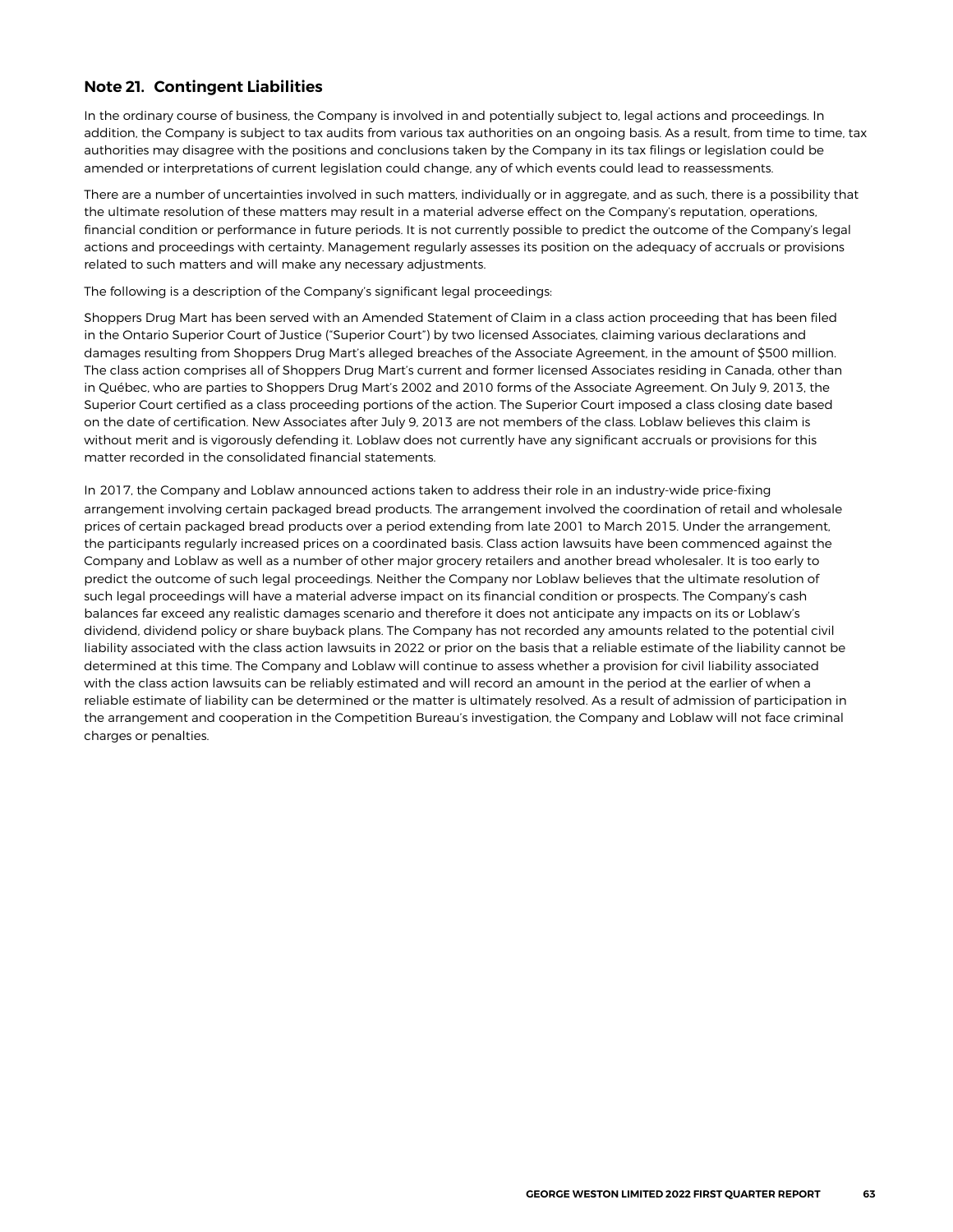## Note 21. Contingent Liabilities

In the ordinary course of business, the Company is involved in and potentially subject to, legal actions and proceedings. In addition, the Company is subject to tax audits from various tax authorities on an ongoing basis. As a result, from time to time, tax authorities may disagree with the positions and conclusions taken by the Company in its tax filings or legislation could be amended or interpretations of current legislation could change, any of which events could lead to reassessments.

There are a number of uncertainties involved in such matters, individually or in aggregate, and as such, there is a possibility that the ultimate resolution of these matters may result in a material adverse effect on the Company's reputation, operations, financial condition or performance in future periods. It is not currently possible to predict the outcome of the Company's legal actions and proceedings with certainty. Management regularly assesses its position on the adequacy of accruals or provisions related to such matters and will make any necessary adjustments.

The following is a description of the Company's significant legal proceedings:

Shoppers Drug Mart has been served with an Amended Statement of Claim in a class action proceeding that has been filed in the Ontario Superior Court of Justice ("Superior Court") by two licensed Associates, claiming various declarations and damages resulting from Shoppers Drug Mart's alleged breaches of the Associate Agreement, in the amount of $500 million. The class action comprises all of Shoppers Drug Mart's current and former licensed Associates residing in Canada, other than in Québec, who are parties to Shoppers Drug Mart's 2002 and 2010 forms of the Associate Agreement. On July 9, 2013, the Superior Court certified as a class proceeding portions of the action. The Superior Court imposed a class closing date based on the date of certification. New Associates after July 9, 2013 are not members of the class. Loblaw believes this claim is without merit and is vigorously defending it. Loblaw does not currently have any significant accruals or provisions for this matter recorded in the consolidated financial statements.

In 2017, the Company and Loblaw announced actions taken to address their role in an industry-wide price-fixing arrangement involving certain packaged bread products. The arrangement involved the coordination of retail and wholesale prices of certain packaged bread products over a period extending from late 2001 to March 2015. Under the arrangement, the participants regularly increased prices on a coordinated basis. Class action lawsuits have been commenced against the Company and Loblaw as well as a number of other major grocery retailers and another bread wholesaler. It is too early to predict the outcome of such legal proceedings. Neither the Company nor Loblaw believes that the ultimate resolution of such legal proceedings will have a material adverse impact on its financial condition or prospects. The Company's cash balances far exceed any realistic damages scenario and therefore it does not anticipate any impacts on its or Loblaw's dividend, dividend policy or share buyback plans. The Company has not recorded any amounts related to the potential civil liability associated with the class action lawsuits in 2022 or prior on the basis that a reliable estimate of the liability cannot be determined at this time. The Company and Loblaw will continue to assess whether a provision for civil liability associated with the class action lawsuits can be reliably estimated and will record an amount in the period at the earlier of when a reliable estimate of liability can be determined or the matter is ultimately resolved. As a result of admission of participation in the arrangement and cooperation in the Competition Bureau's investigation, the Company and Loblaw will not face criminal charges or penalties.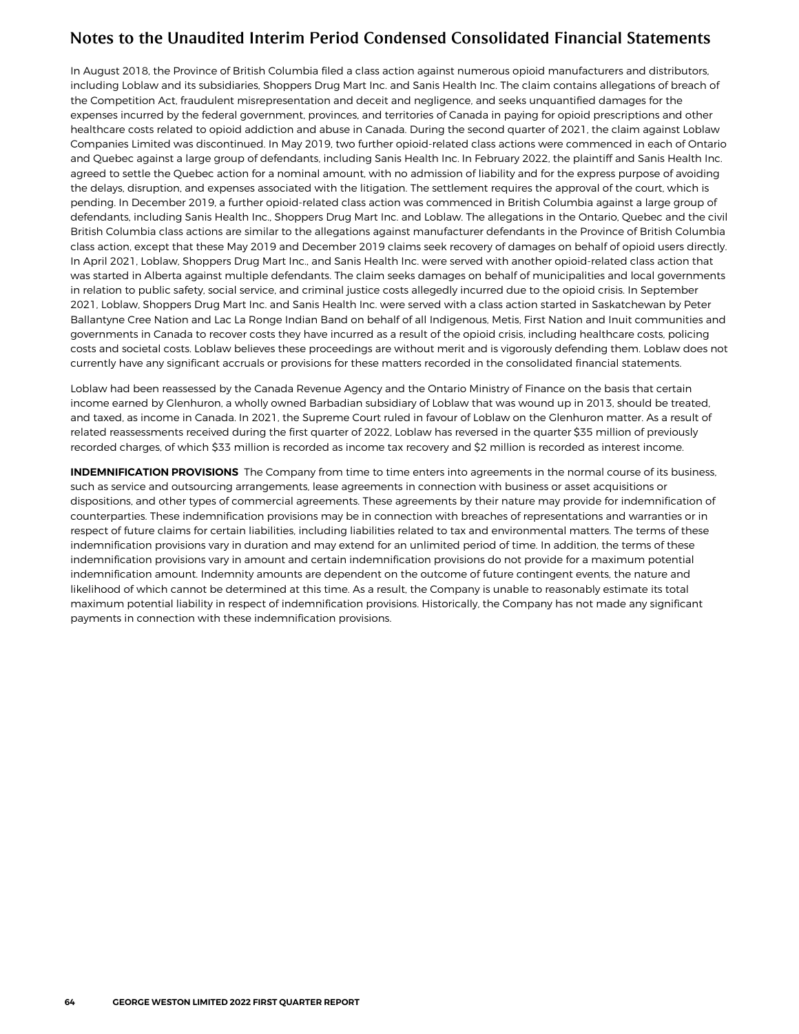In August 2018, the Province of British Columbia filed a class action against numerous opioid manufacturers and distributors, including Loblaw and its subsidiaries, Shoppers Drug Mart Inc. and Sanis Health Inc. The claim contains allegations of breach of the Competition Act, fraudulent misrepresentation and deceit and negligence, and seeks unquantified damages for the expenses incurred by the federal government, provinces, and territories of Canada in paying for opioid prescriptions and other healthcare costs related to opioid addiction and abuse in Canada. During the second quarter of 2021, the claim against Loblaw Companies Limited was discontinued. In May 2019, two further opioid-related class actions were commenced in each of Ontario and Quebec against a large group of defendants, including Sanis Health Inc. In February 2022, the plaintiff and Sanis Health Inc. agreed to settle the Quebec action for a nominal amount, with no admission of liability and for the express purpose of avoiding the delays, disruption, and expenses associated with the litigation. The settlement requires the approval of the court, which is pending. In December 2019, a further opioid-related class action was commenced in British Columbia against a large group of defendants, including Sanis Health Inc., Shoppers Drug Mart Inc. and Loblaw. The allegations in the Ontario, Quebec and the civil British Columbia class actions are similar to the allegations against manufacturer defendants in the Province of British Columbia class action, except that these May 2019 and December 2019 claims seek recovery of damages on behalf of opioid users directly. In April 2021, Loblaw, Shoppers Drug Mart Inc., and Sanis Health Inc. were served with another opioid-related class action that was started in Alberta against multiple defendants. The claim seeks damages on behalf of municipalities and local governments in relation to public safety, social service, and criminal justice costs allegedly incurred due to the opioid crisis. In September 2021, Loblaw, Shoppers Drug Mart Inc. and Sanis Health Inc. were served with a class action started in Saskatchewan by Peter Ballantyne Cree Nation and Lac La Ronge Indian Band on behalf of all Indigenous, Metis, First Nation and Inuit communities and governments in Canada to recover costs they have incurred as a result of the opioid crisis, including healthcare costs, policing costs and societal costs. Loblaw believes these proceedings are without merit and is vigorously defending them. Loblaw does not currently have any significant accruals or provisions for these matters recorded in the consolidated financial statements.

Loblaw had been reassessed by the Canada Revenue Agency and the Ontario Ministry of Finance on the basis that certain income earned by Glenhuron, a wholly owned Barbadian subsidiary of Loblaw that was wound up in 2013, should be treated, and taxed, as income in Canada. In 2021, the Supreme Court ruled in favour of Loblaw on the Glenhuron matter. As a result of related reassessments received during the first quarter of 2022, Loblaw has reversed in the quarter $35 million of previously recorded charges, of which $33 million is recorded as income tax recovery and $2 million is recorded as interest income.

**INDEMNIFICATION PROVISIONS** The Company from time to time enters into agreements in the normal course of its business, such as service and outsourcing arrangements, lease agreements in connection with business or asset acquisitions or dispositions, and other types of commercial agreements. These agreements by their nature may provide for indemnification of counterparties. These indemnification provisions may be in connection with breaches of representations and warranties or in respect of future claims for certain liabilities, including liabilities related to tax and environmental matters. The terms of these indemnification provisions vary in duration and may extend for an unlimited period of time. In addition, the terms of these indemnification provisions vary in amount and certain indemnification provisions do not provide for a maximum potential indemnification amount. Indemnity amounts are dependent on the outcome of future contingent events, the nature and likelihood of which cannot be determined at this time. As a result, the Company is unable to reasonably estimate its total maximum potential liability in respect of indemnification provisions. Historically, the Company has not made any significant payments in connection with these indemnification provisions.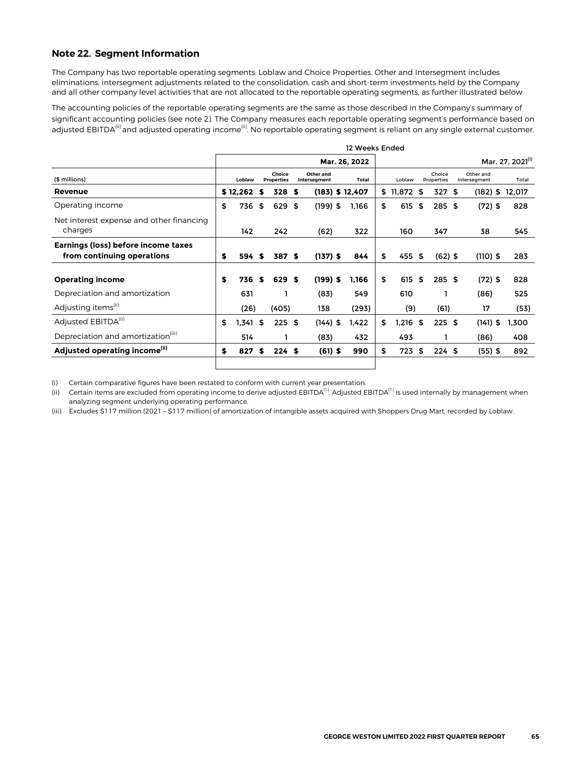## Note 22. Segment Information

The Company has two reportable operating segments: Loblaw and Choice Properties. Other and Intersegment includes eliminations, intersegment adjustments related to the consolidation, cash and short-term investments held by the Company and all other company level activities that are not allocated to the reportable operating segments, as further illustrated below.

The accounting policies of the reportable operating segments are the same as those described in the Company's summary of significant accounting policies (see note 2). The Company measures each reportable operating segment's performance based on adjusted EBITDA(ii) and adjusted operating income(ii). No reportable operating segment is reliant on any single external customer.

| | 12 Weeks Ended | | | | | | | |
|---|---|---|---|---|---|---|---|---|
| | Mar. 26, 2022 | | | | Mar. 27, 2021(i) | | | |
| ($ millions) | Loblaw | Choice Properties | Other and Intersegment | Total | Loblaw | Choice Properties | Other and Intersegment | Total |
| **Revenue** | $ 12,262 | $ 328 | $ (183) | $ 12,407 | $ 11,872 | $ 327 | $ (182) | $ 12,017 |
| Operating income | $ 736 | $ 629 | $ (199) | $ 1,166 | $ 615 | $ 285 | $ (72) | $ 828 |
| Net interest expense and other financing charges | 142 | 242 | (62) | 322 | 160 | 347 | 38 | 545 |
| **Earnings (loss) before income taxes from continuing operations** | $ 594 | $ 387 | $ (137) | $ 844 | $ 455 | $ (62) | $ (110) | $ 283 |
| **Operating income** | $ 736 | $ 629 | $ (199) | $ 1,166 | $ 615 | $ 285 | $ (72) | $ 828 |
| Depreciation and amortization | 631 | 1 | (83) | 549 | 610 | 1 | (86) | 525 |
| Adjusting items(ii) | (26) | (405) | 138 | (293) | (9) | (61) | 17 | (53) |
| Adjusted EBITDA(ii) | $ 1,341 | $ 225 | $ (144) | $ 1,422 | $ 1,216 | $ 225 | $ (141) | $ 1,300 |
| Depreciation and amortization(iii) | 514 | 1 | (83) | 432 | 493 | 1 | (86) | 408 |
| **Adjusted operating income(ii)** | $ 827 | $ 224 | $ (61) | $ 990 | $ 723 | $ 224 | $ (55) | $ 892 |

(i) Certain comparative figures have been restated to conform with current year presentation.

(ii) Certain items are excluded from operating income to derive adjusted EBITDA(1). Adjusted EBITDA(1) is used internally by management when analyzing segment underlying operating performance.

(iii) Excludes $117 million (2021 – $117 million) of amortization of intangible assets acquired with Shoppers Drug Mart, recorded by Loblaw.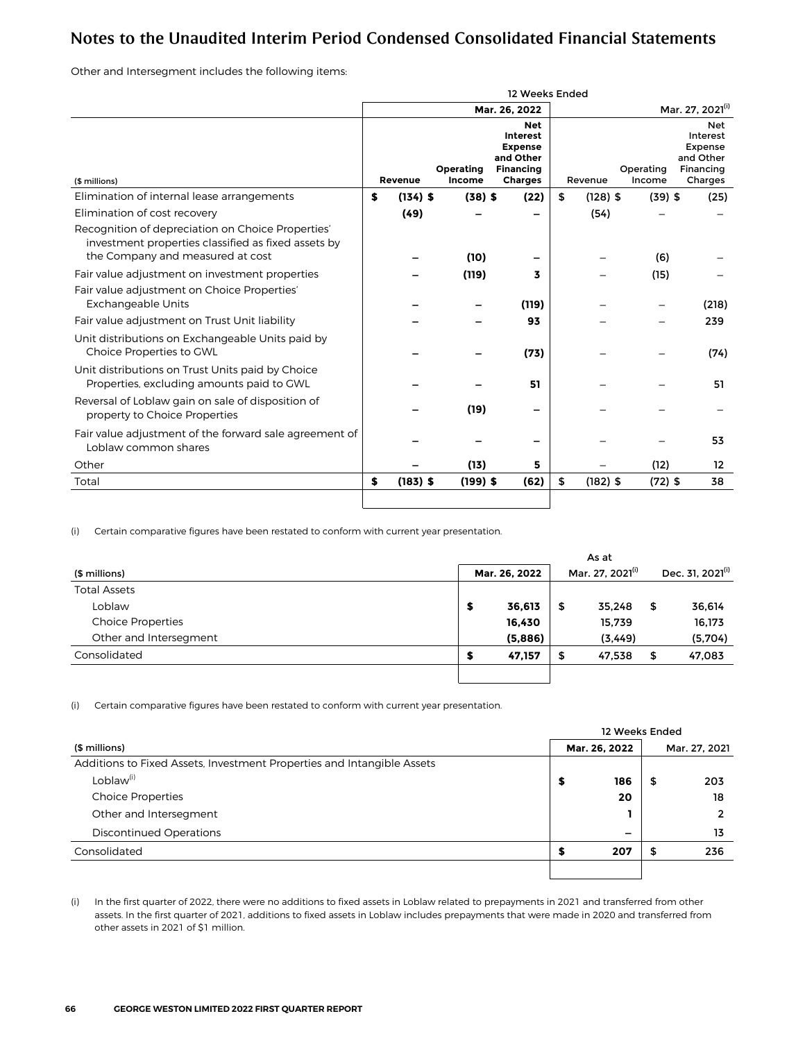## Notes to the Unaudited Interim Period Condensed Consolidated Financial Statements

Other and Intersegment includes the following items:

| | 12 Weeks Ended | | | | | |
|---|---|---|---|---|---|---|
| | | | Mar. 26, 2022 | | | Mar. 27, 2021[(i)] |
| ($ millions) | Revenue | Operating Income | Net Interest Expense and Other Financing Charges | Revenue | Operating Income | Net Interest Expense and Other Financing Charges |
| Elimination of internal lease arrangements | **$ (134)** | **$ (38)** | **$ (22)** | $ (128) | $ (39) | $ (25) |
| Elimination of cost recovery | **(49)** | **–** | **–** | (54) | – | – |
| Recognition of depreciation on Choice Properties' investment properties classified as fixed assets by the Company and measured at cost | **–** | **(10)** | **–** | – | (6) | – |
| Fair value adjustment on investment properties | **–** | **(119)** | **3** | – | (15) | – |
| Fair value adjustment on Choice Properties' Exchangeable Units | **–** | **–** | **(119)** | – | – | (218) |
| Fair value adjustment on Trust Unit liability | **–** | **–** | **93** | – | – | 239 |
| Unit distributions on Exchangeable Units paid by Choice Properties to GWL | **–** | **–** | **(73)** | – | – | (74) |
| Unit distributions on Trust Units paid by Choice Properties, excluding amounts paid to GWL | **–** | **–** | **51** | – | – | 51 |
| Reversal of Loblaw gain on sale of disposition of property to Choice Properties | **–** | **(19)** | **–** | – | – | – |
| Fair value adjustment of the forward sale agreement of Loblaw common shares | **–** | **–** | **–** | – | – | 53 |
| Other | **–** | **(13)** | **5** | – | (12) | 12 |
| Total | **$ (183)** | **$ (199)** | **$ (62)** | $ (182) | $ (72) | $ 38 |

(i) Certain comparative figures have been restated to conform with current year presentation.

| | As at | | |
|---|---|---|---|
| ($ millions) | Mar. 26, 2022 | Mar. 27, 2021[(i)] | Dec. 31, 2021[(i)] |
| Total Assets | | | |
| Loblaw | **$ 36,613** | $ 35,248 | $ 36,614 |
| Choice Properties | **16,430** | 15,739 | 16,173 |
| Other and Intersegment | **(5,886)** | (3,449) | (5,704) |
| Consolidated | **$ 47,157** | $ 47,538 | $ 47,083 |

(i) Certain comparative figures have been restated to conform with current year presentation.

| | 12 Weeks Ended | |
|---|---|---|
| ($ millions) | Mar. 26, 2022 | Mar. 27, 2021 |
| Additions to Fixed Assets, Investment Properties and Intangible Assets | | |
| Loblaw[(i)] | **$ 186** | $ 203 |
| Choice Properties | **20** | 18 |
| Other and Intersegment | **1** | 2 |
| Discontinued Operations | **–** | 13 |
| Consolidated | **$ 207** | $ 236 |

(i) In the first quarter of 2022, there were no additions to fixed assets in Loblaw related to prepayments in 2021 and transferred from other assets. In the first quarter of 2021, additions to fixed assets in Loblaw includes prepayments that were made in 2020 and transferred from other assets in 2021 of $1 million.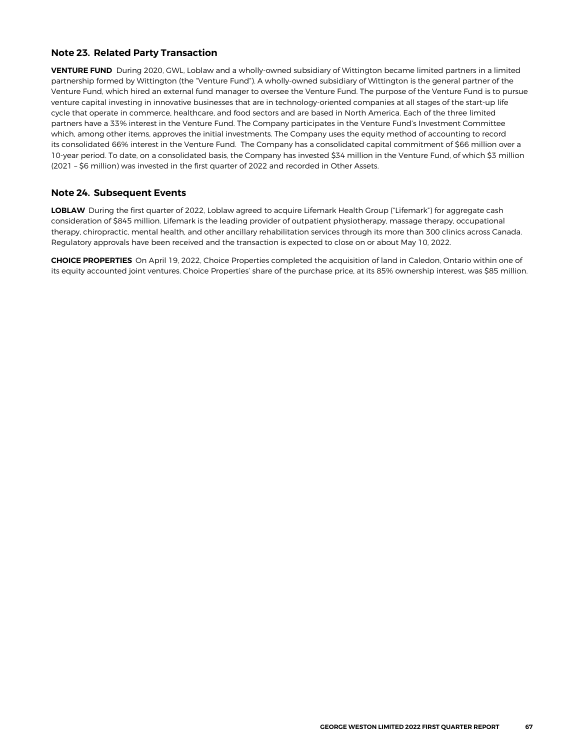## Note 23. Related Party Transaction

**VENTURE FUND** During 2020, GWL, Loblaw and a wholly-owned subsidiary of Wittington became limited partners in a limited partnership formed by Wittington (the "Venture Fund"). A wholly-owned subsidiary of Wittington is the general partner of the Venture Fund, which hired an external fund manager to oversee the Venture Fund. The purpose of the Venture Fund is to pursue venture capital investing in innovative businesses that are in technology-oriented companies at all stages of the start-up life cycle that operate in commerce, healthcare, and food sectors and are based in North America. Each of the three limited partners have a 33% interest in the Venture Fund. The Company participates in the Venture Fund's Investment Committee which, among other items, approves the initial investments. The Company uses the equity method of accounting to record its consolidated 66% interest in the Venture Fund. The Company has a consolidated capital commitment of $66 million over a 10-year period. To date, on a consolidated basis, the Company has invested $34 million in the Venture Fund, of which $3 million (2021 – $6 million) was invested in the first quarter of 2022 and recorded in Other Assets.

## Note 24. Subsequent Events

**LOBLAW** During the first quarter of 2022, Loblaw agreed to acquire Lifemark Health Group ("Lifemark") for aggregate cash consideration of $845 million. Lifemark is the leading provider of outpatient physiotherapy, massage therapy, occupational therapy, chiropractic, mental health, and other ancillary rehabilitation services through its more than 300 clinics across Canada. Regulatory approvals have been received and the transaction is expected to close on or about May 10, 2022.

**CHOICE PROPERTIES** On April 19, 2022, Choice Properties completed the acquisition of land in Caledon, Ontario within one of its equity accounted joint ventures. Choice Properties' share of the purchase price, at its 85% ownership interest, was $85 million.